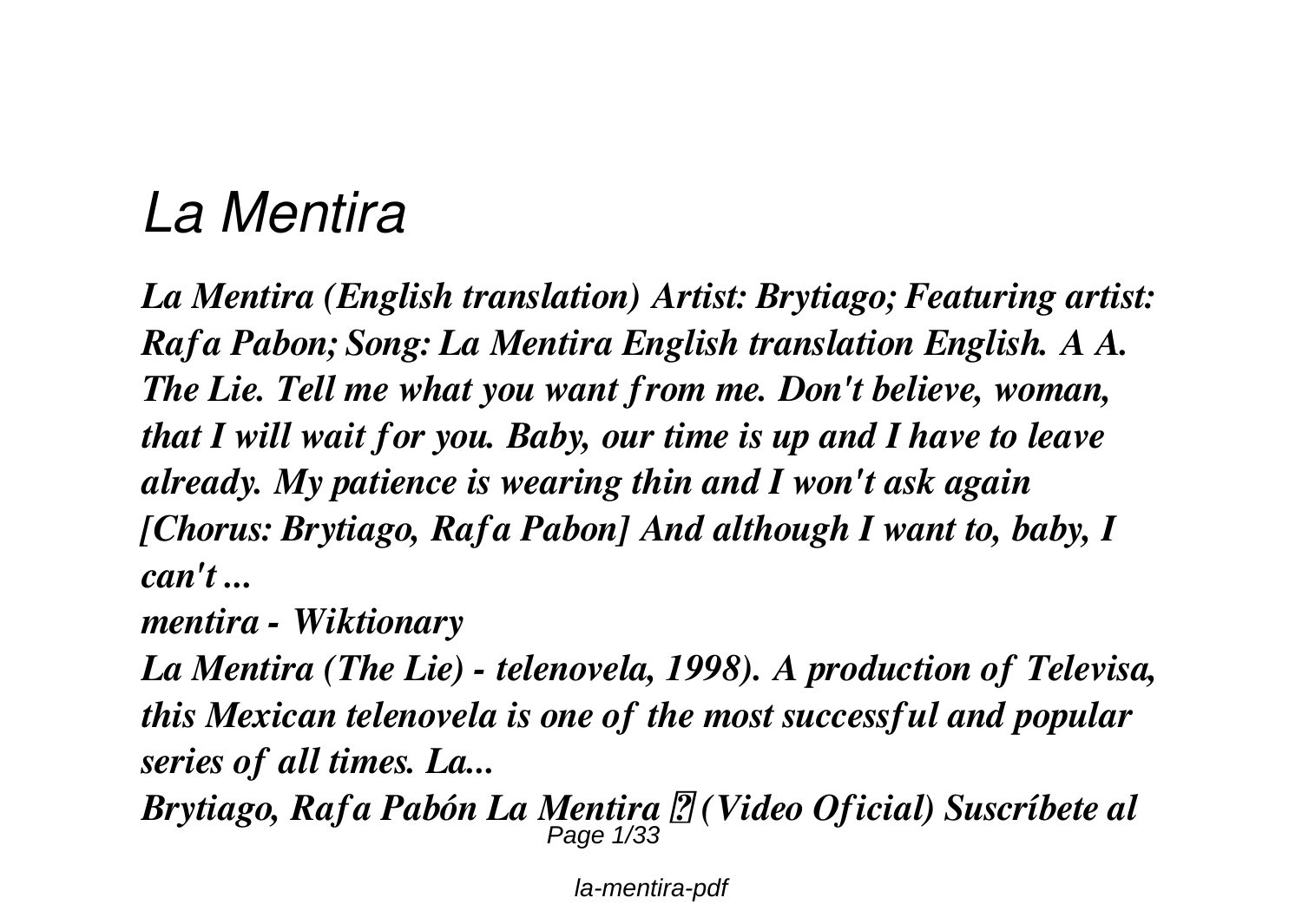# *La Mentira*

***La Mentira (English translation) Artist: Brytiago; Featuring artist: Rafa Pabon; Song: La Mentira English translation English. A A. The Lie. Tell me what you want from me. Don't believe, woman, that I will wait for you. Baby, our time is up and I have to leave already. My patience is wearing thin and I won't ask again [Chorus: Brytiago, Rafa Pabon] And although I want to, baby, I can't ...***

***mentira - Wiktionary***

***La Mentira (The Lie) - telenovela, 1998). A production of Televisa, this Mexican telenovela is one of the most successful and popular series of all times. La...***

***Brytiago, Rafa Pabón La Mentira ? (Video Oficial) Suscríbete al***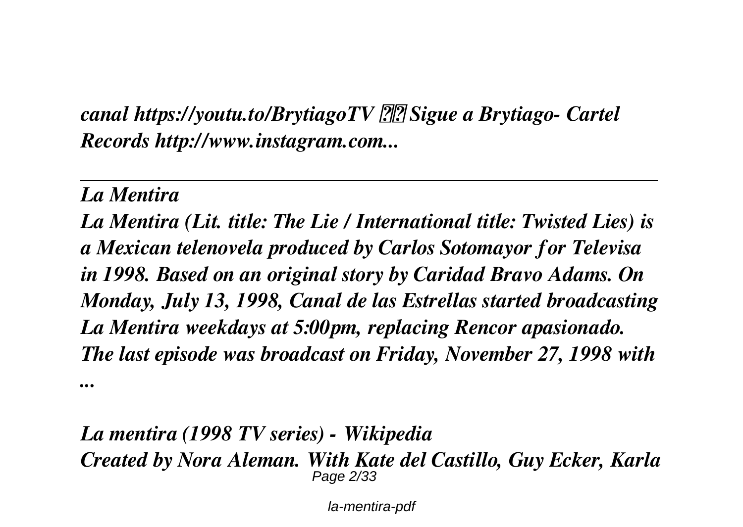*canal https://youtu.to/BrytiagoTV ?? Sigue a Brytiago- Cartel Records http://www.instagram.com...*

---

*La Mentira*

*La Mentira (Lit. title: The Lie / International title: Twisted Lies) is a Mexican telenovela produced by Carlos Sotomayor for Televisa in 1998. Based on an original story by Caridad Bravo Adams. On Monday, July 13, 1998, Canal de las Estrellas started broadcasting La Mentira weekdays at 5:00pm, replacing Rencor apasionado. The last episode was broadcast on Friday, November 27, 1998 with ...*

*La mentira (1998 TV series) - Wikipedia*

*Created by Nora Aleman. With Kate del Castillo, Guy Ecker, Karla*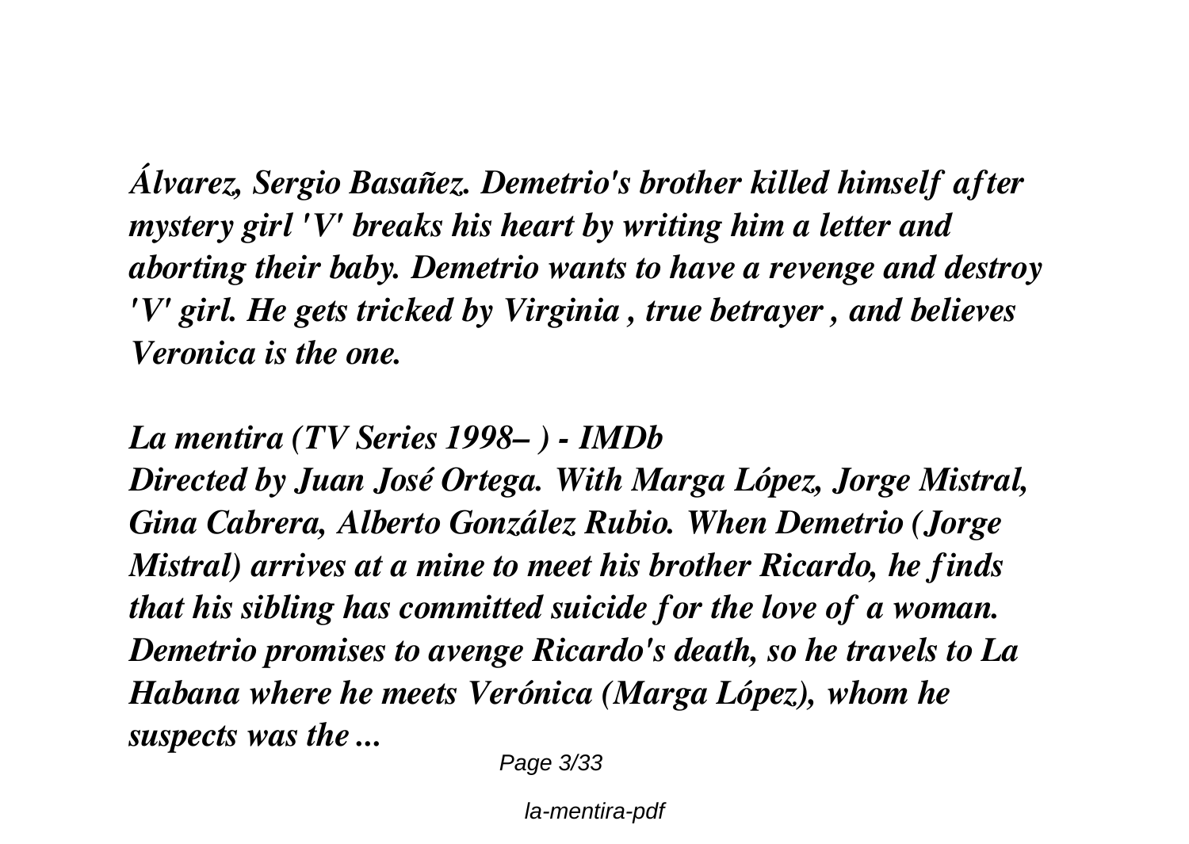*Álvarez, Sergio Basañez. Demetrio's brother killed himself after mystery girl 'V' breaks his heart by writing him a letter and aborting their baby. Demetrio wants to have a revenge and destroy 'V' girl. He gets tricked by Virginia , true betrayer , and believes Veronica is the one.*

*La mentira (TV Series 1998– ) - IMDb*

*Directed by Juan José Ortega. With Marga López, Jorge Mistral, Gina Cabrera, Alberto González Rubio. When Demetrio (Jorge Mistral) arrives at a mine to meet his brother Ricardo, he finds that his sibling has committed suicide for the love of a woman. Demetrio promises to avenge Ricardo's death, so he travels to La Habana where he meets Verónica (Marga López), whom he suspects was the ...*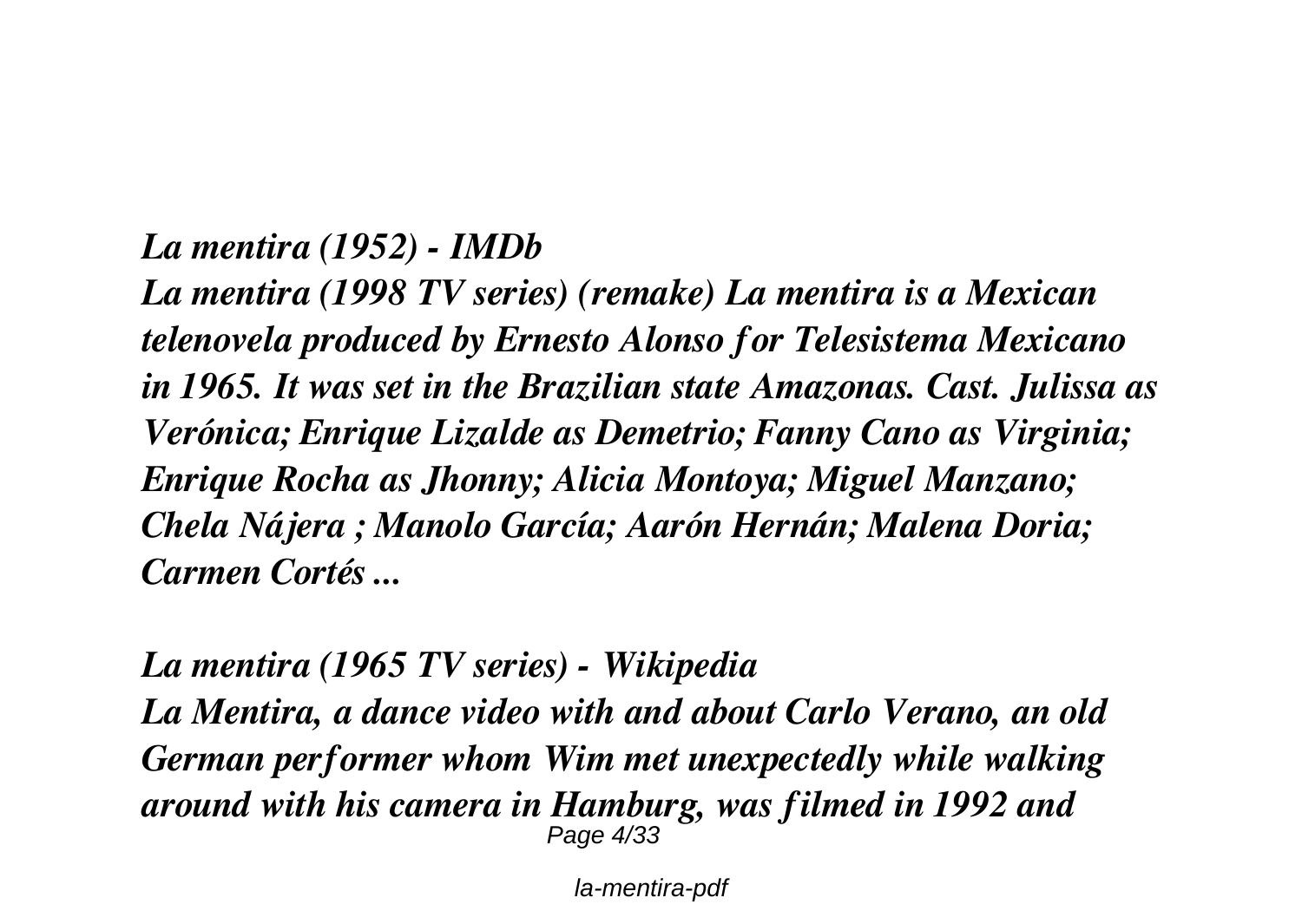***La mentira (1952) - IMDb***

***La mentira (1998 TV series) (remake) La mentira is a Mexican telenovela produced by Ernesto Alonso for Telesistema Mexicano in 1965. It was set in the Brazilian state Amazonas. Cast. Julissa as Verónica; Enrique Lizalde as Demetrio; Fanny Cano as Virginia; Enrique Rocha as Jhonny; Alicia Montoya; Miguel Manzano; Chela Nájera ; Manolo García; Aarón Hernán; Malena Doria; Carmen Cortés ...***

***La mentira (1965 TV series) - Wikipedia***

***La Mentira, a dance video with and about Carlo Verano, an old German performer whom Wim met unexpectedly while walking around with his camera in Hamburg, was filmed in 1992 and***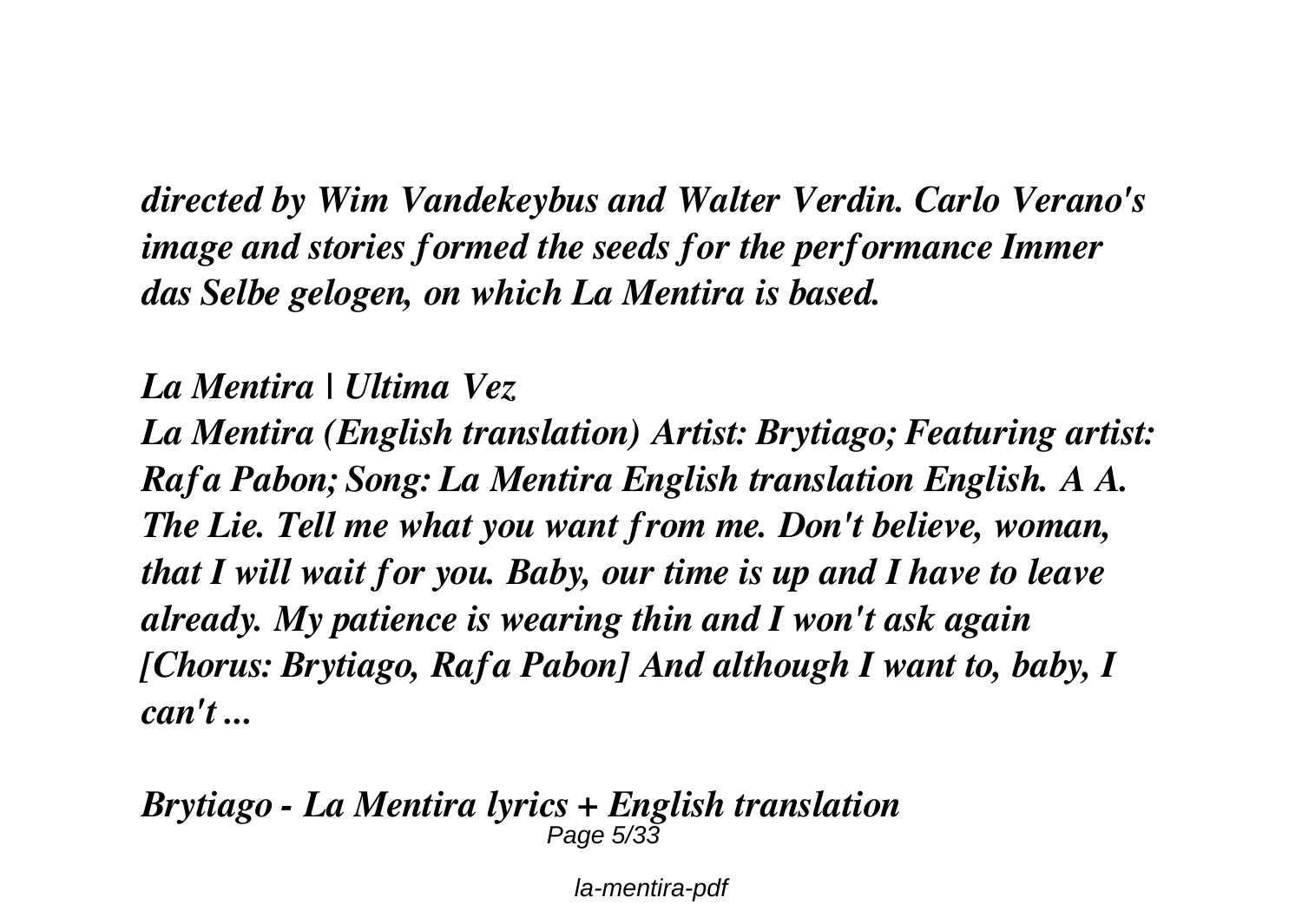*directed by Wim Vandekeybus and Walter Verdin. Carlo Verano's image and stories formed the seeds for the performance Immer das Selbe gelogen, on which La Mentira is based.*

***La Mentira | Ultima Vez***

***La Mentira (English translation) Artist: Brytiago; Featuring artist: Rafa Pabon; Song: La Mentira English translation English. A A. The Lie. Tell me what you want from me. Don't believe, woman, that I will wait for you. Baby, our time is up and I have to leave already. My patience is wearing thin and I won't ask again [Chorus: Brytiago, Rafa Pabon] And although I want to, baby, I can't ...***

***Brytiago - La Mentira lyrics + English translation***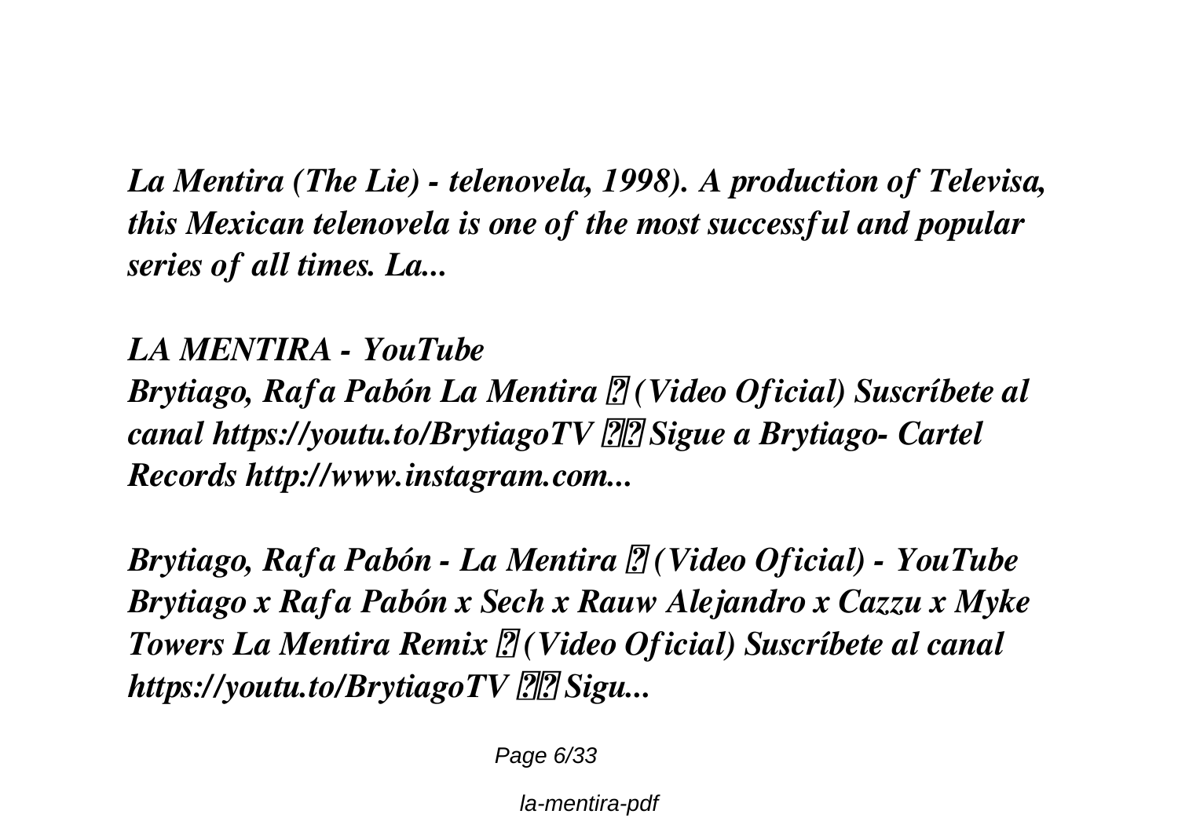*La Mentira (The Lie) - telenovela, 1998). A production of Televisa, this Mexican telenovela is one of the most successful and popular series of all times. La...*

***LA MENTIRA - YouTube***

*Brytiago, Rafa Pabón La Mentira � (Video Oficial) Suscríbete al canal https://youtu.to/BrytiagoTV �� Sigue a Brytiago- Cartel Records http://www.instagram.com...*

***Brytiago, Rafa Pabón - La Mentira � (Video Oficial) - YouTube***

*Brytiago x Rafa Pabón x Sech x Rauw Alejandro x Cazzu x Myke Towers La Mentira Remix � (Video Oficial) Suscríbete al canal https://youtu.to/BrytiagoTV �� Sigu...*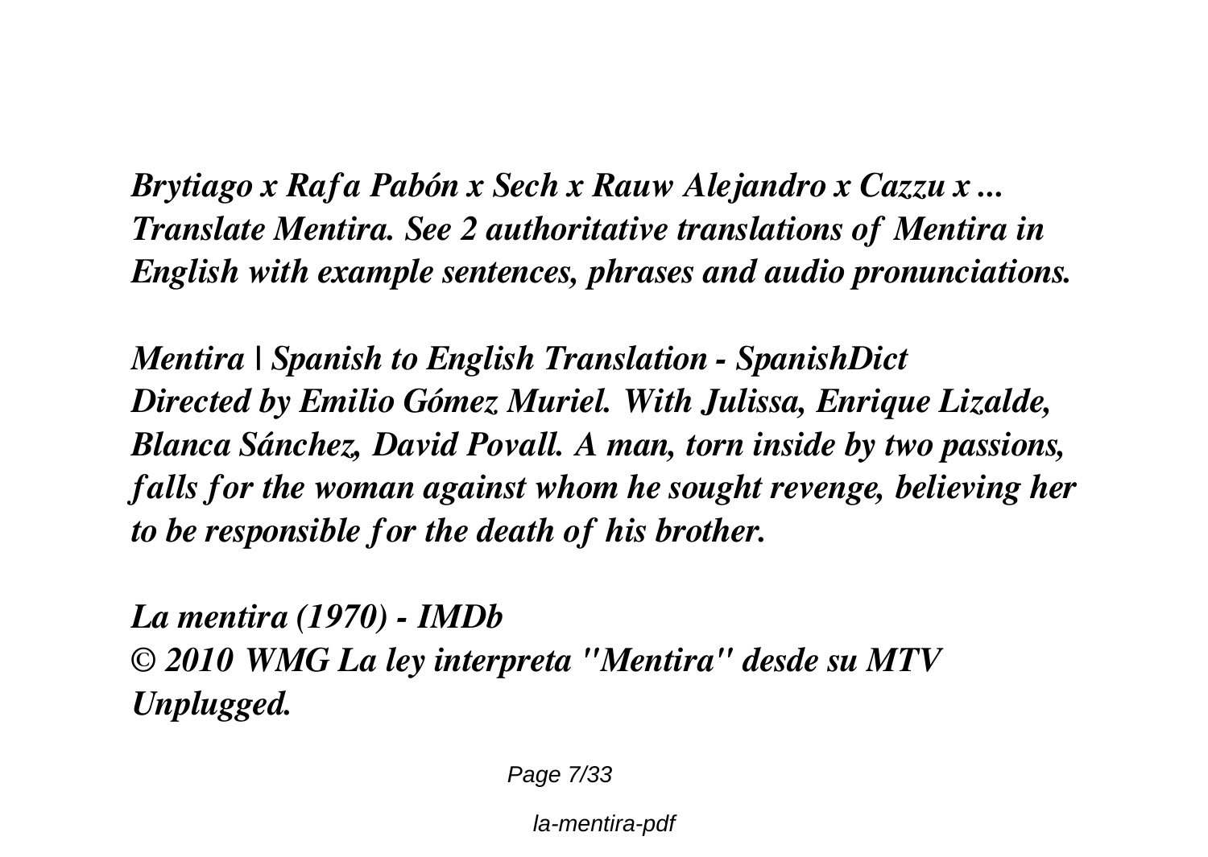*Brytiago x Rafa Pabón x Sech x Rauw Alejandro x Cazzu x ...*
*Translate Mentira. See 2 authoritative translations of Mentira in English with example sentences, phrases and audio pronunciations.*

*Mentira | Spanish to English Translation - SpanishDict*
*Directed by Emilio Gómez Muriel. With Julissa, Enrique Lizalde, Blanca Sánchez, David Povall. A man, torn inside by two passions, falls for the woman against whom he sought revenge, believing her to be responsible for the death of his brother.*

*La mentira (1970) - IMDb*
*© 2010 WMG La ley interpreta "Mentira" desde su MTV Unplugged.*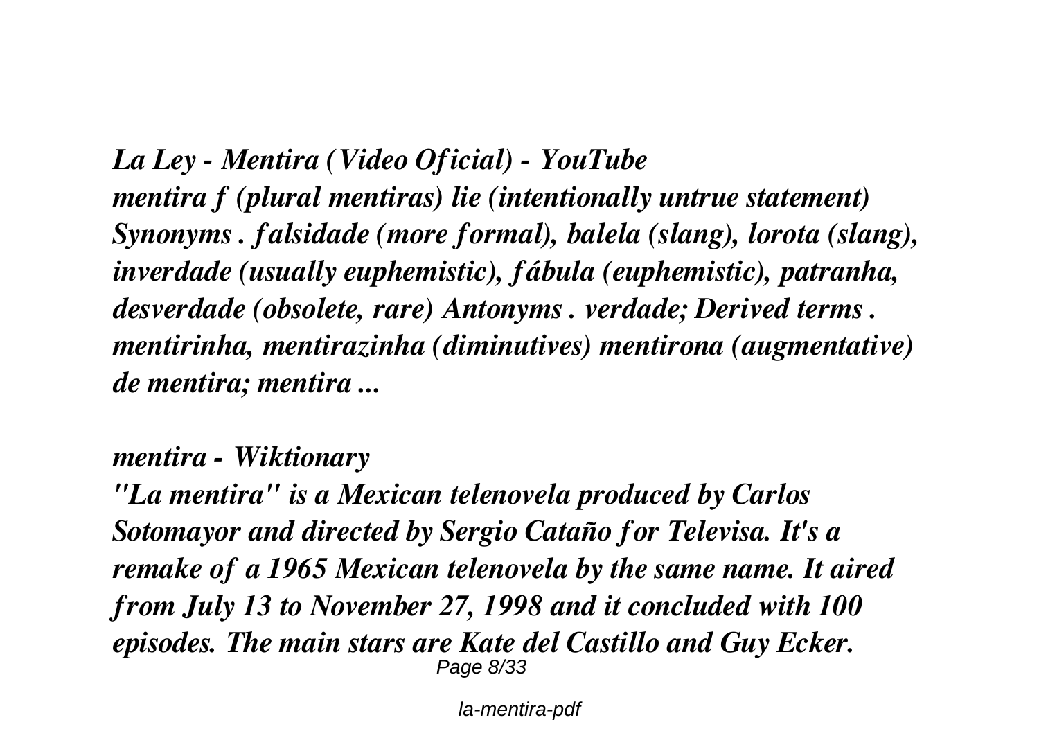*La Ley - Mentira (Video Oficial) - YouTube*

*mentira f (plural mentiras) lie (intentionally untrue statement) Synonyms . falsidade (more formal), balela (slang), lorota (slang), inverdade (usually euphemistic), fábula (euphemistic), patranha, desverdade (obsolete, rare) Antonyms . verdade; Derived terms . mentirinha, mentirazinha (diminutives) mentirona (augmentative) de mentira; mentira ...*

*mentira - Wiktionary*

*"La mentira" is a Mexican telenovela produced by Carlos Sotomayor and directed by Sergio Cataño for Televisa. It's a remake of a 1965 Mexican telenovela by the same name. It aired from July 13 to November 27, 1998 and it concluded with 100 episodes. The main stars are Kate del Castillo and Guy Ecker.*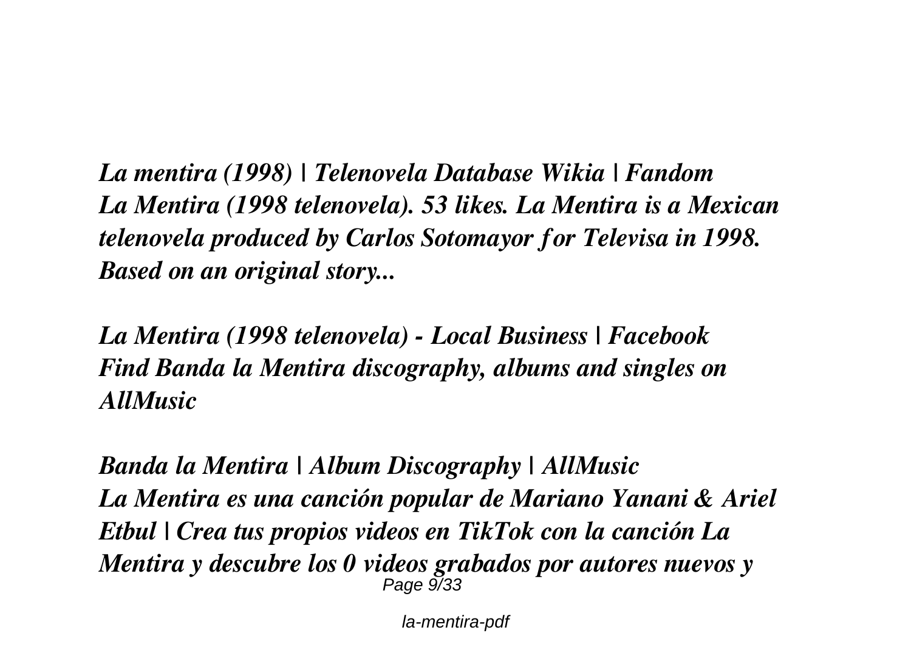*La mentira (1998) | Telenovela Database Wikia | Fandom*
*La Mentira (1998 telenovela). 53 likes. La Mentira is a Mexican telenovela produced by Carlos Sotomayor for Televisa in 1998. Based on an original story...*

*La Mentira (1998 telenovela) - Local Business | Facebook*
*Find Banda la Mentira discography, albums and singles on AllMusic*

*Banda la Mentira | Album Discography | AllMusic*
*La Mentira es una canción popular de Mariano Yanani & Ariel Etbul | Crea tus propios videos en TikTok con la canción La Mentira y descubre los 0 videos grabados por autores nuevos y*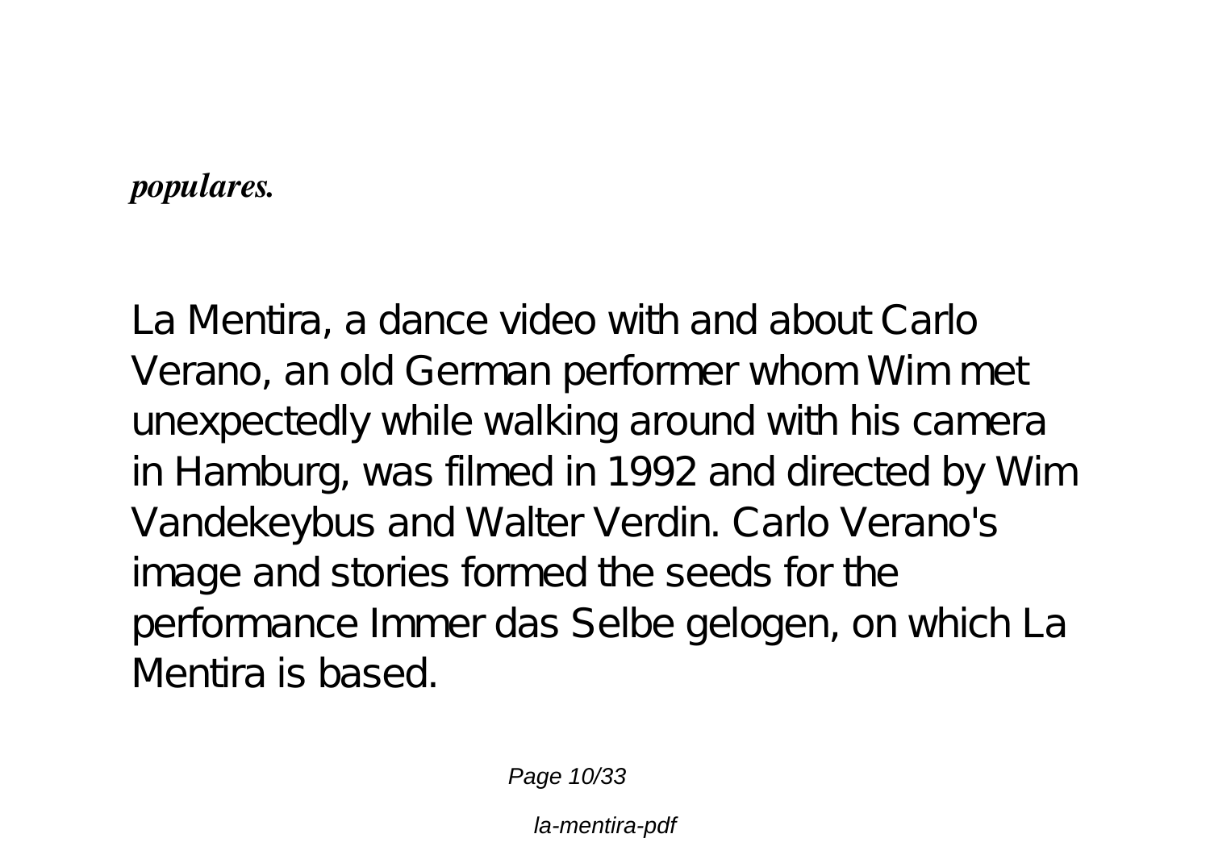***populares.***

La Mentira, a dance video with and about Carlo Verano, an old German performer whom Wim met unexpectedly while walking around with his camera in Hamburg, was filmed in 1992 and directed by Wim Vandekeybus and Walter Verdin. Carlo Verano's image and stories formed the seeds for the performance Immer das Selbe gelogen, on which La Mentira is based.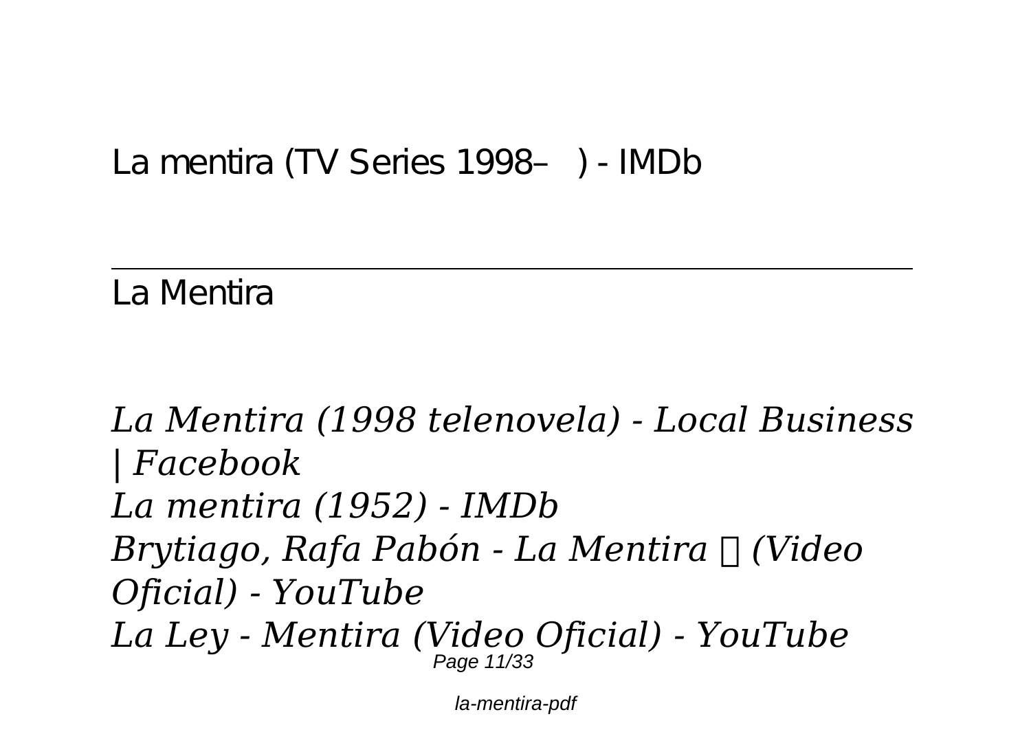La mentira (TV Series 1998– ) - IMDb

---

La Mentira

*La Mentira (1998 telenovela) - Local Business | Facebook*
*La mentira (1952) - IMDb*
*Brytiago, Rafa Pabón - La Mentira  (Video Oficial) - YouTube*
*La Ley - Mentira (Video Oficial) - YouTube*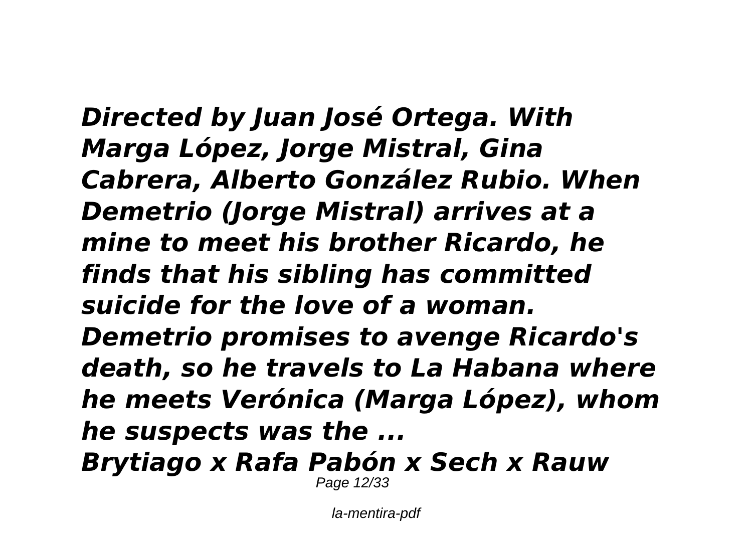***Directed by Juan José Ortega. With Marga López, Jorge Mistral, Gina Cabrera, Alberto González Rubio. When Demetrio (Jorge Mistral) arrives at a mine to meet his brother Ricardo, he finds that his sibling has committed suicide for the love of a woman. Demetrio promises to avenge Ricardo's death, so he travels to La Habana where he meets Verónica (Marga López), whom he suspects was the ...***

***Brytiago x Rafa Pabón x Sech x Rauw***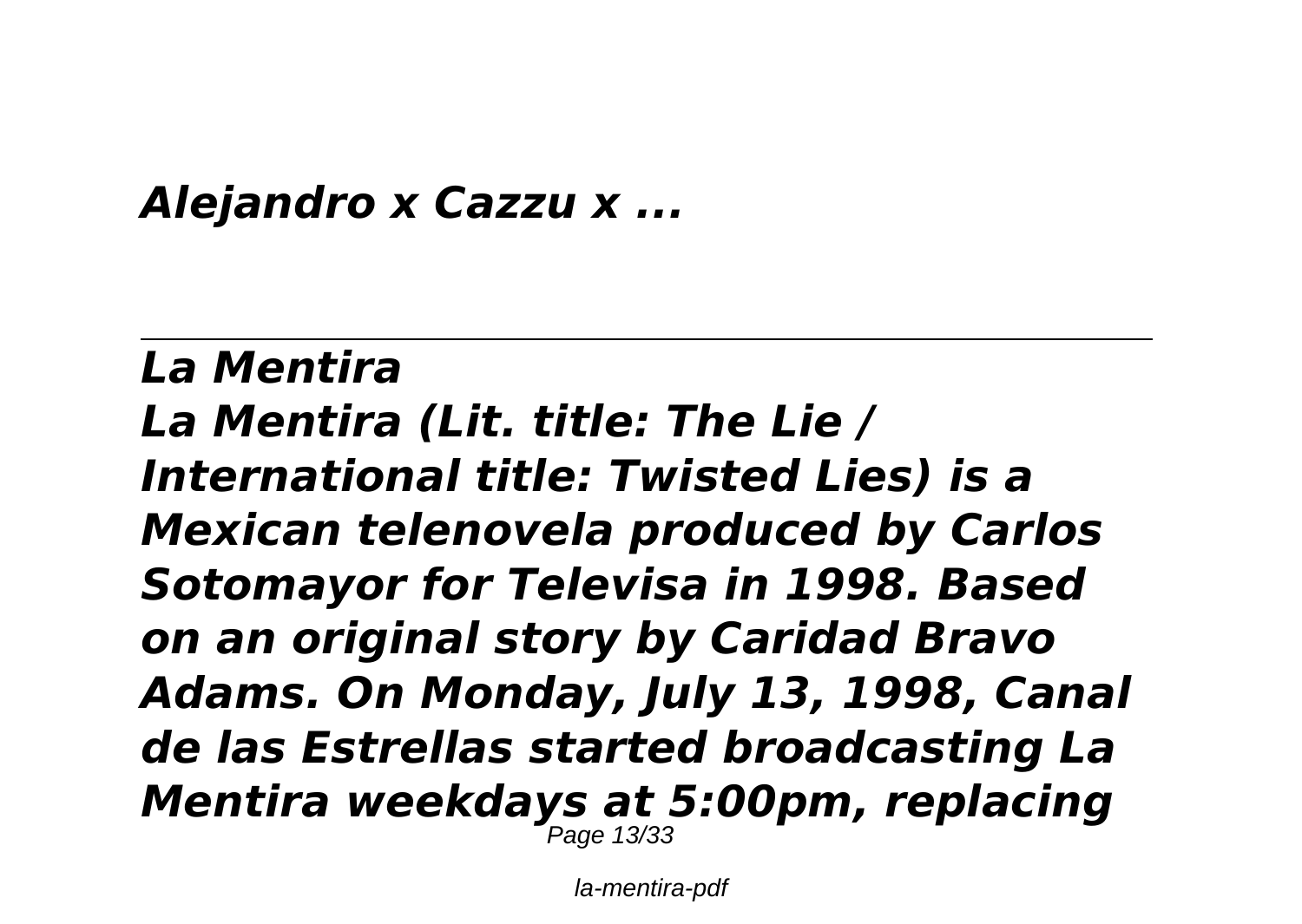*Alejandro x Cazzu x ...*

---

## *La Mentira*

*La Mentira (Lit. title: The Lie / International title: Twisted Lies) is a Mexican telenovela produced by Carlos Sotomayor for Televisa in 1998. Based on an original story by Caridad Bravo Adams. On Monday, July 13, 1998, Canal de las Estrellas started broadcasting La Mentira weekdays at 5:00pm, replacing*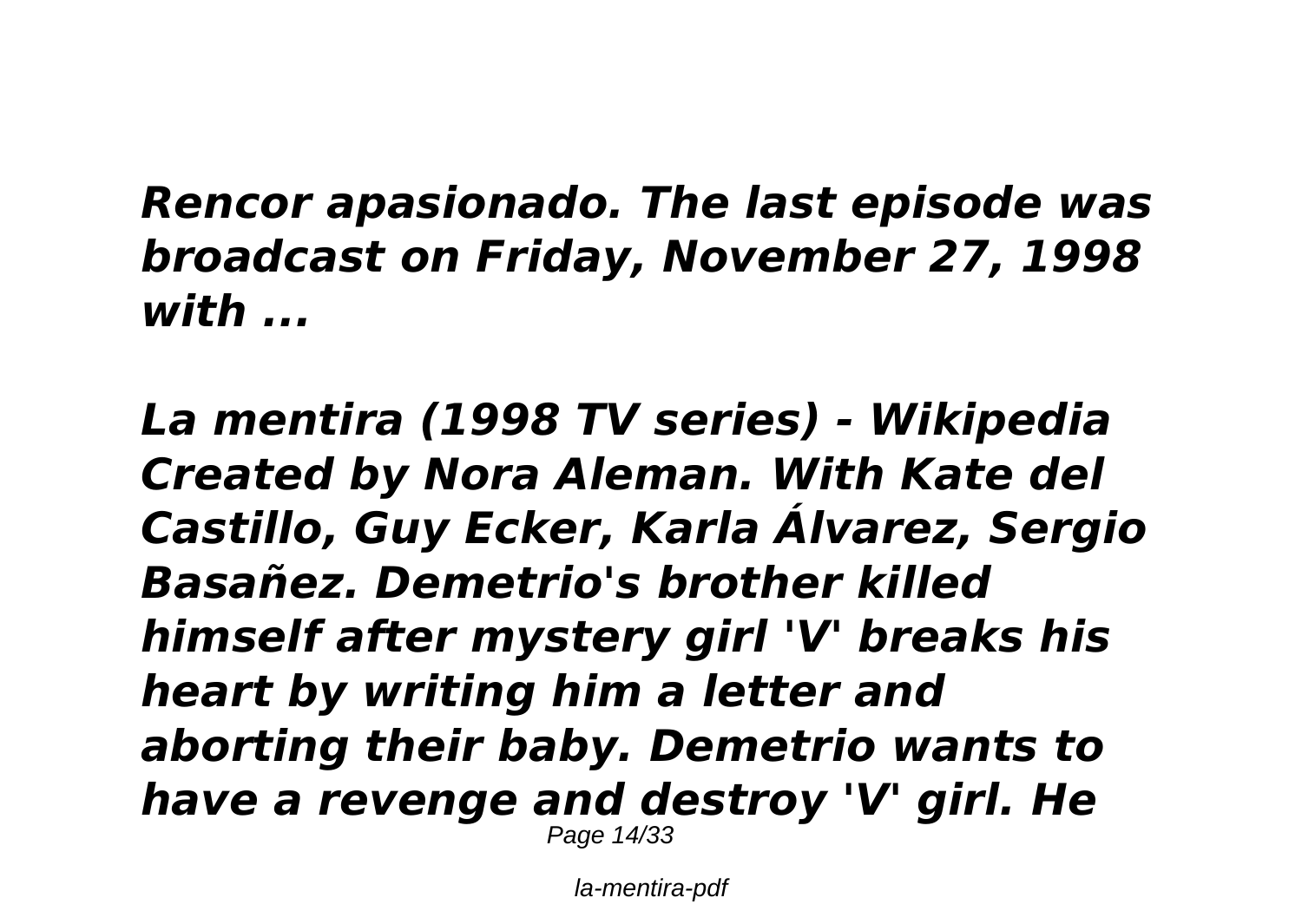***Rencor apasionado. The last episode was broadcast on Friday, November 27, 1998 with ...***

***La mentira (1998 TV series) - Wikipedia Created by Nora Aleman. With Kate del Castillo, Guy Ecker, Karla Álvarez, Sergio Basañez. Demetrio's brother killed himself after mystery girl 'V' breaks his heart by writing him a letter and aborting their baby. Demetrio wants to have a revenge and destroy 'V' girl. He***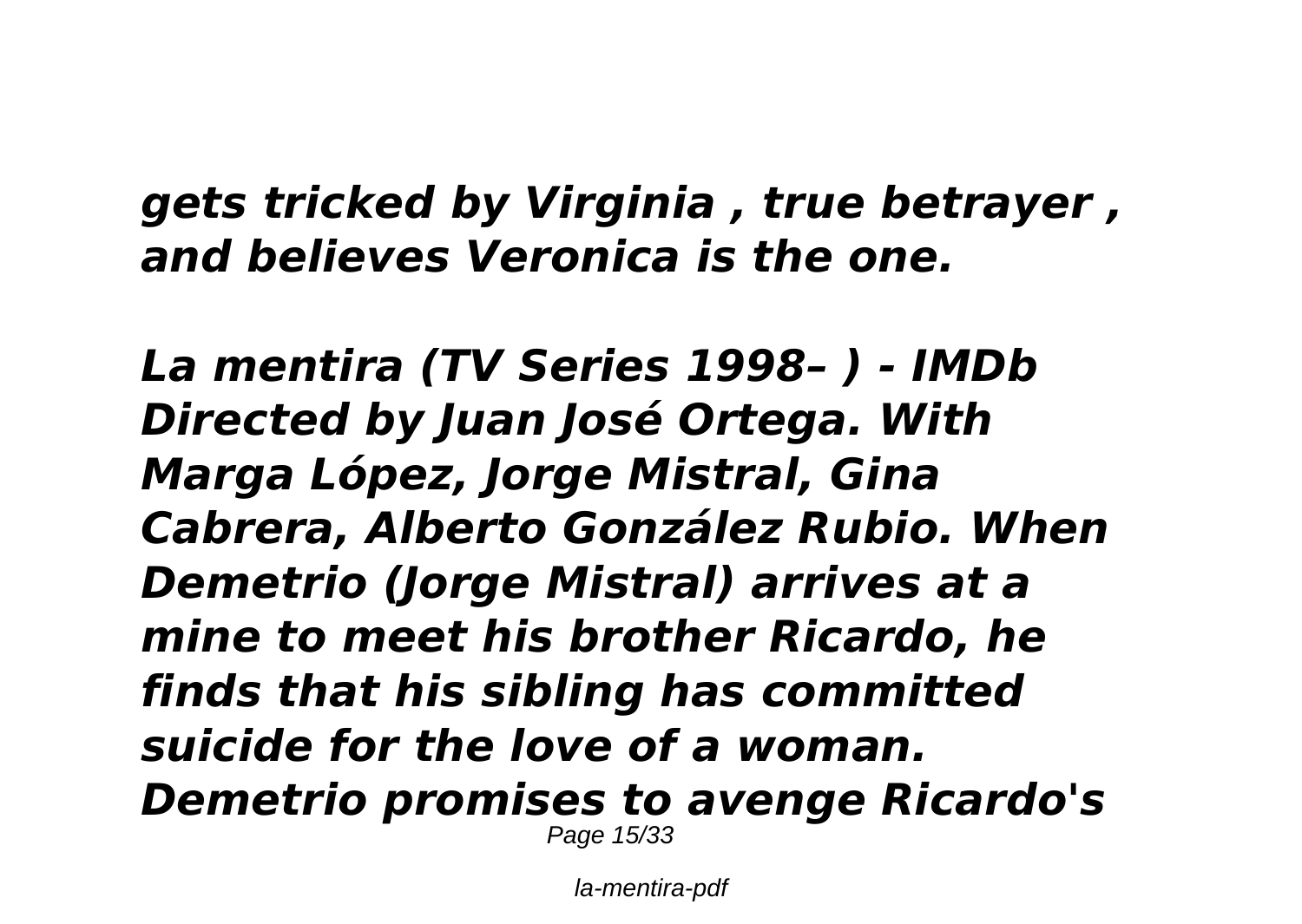*gets tricked by Virginia , true betrayer , and believes Veronica is the one.*

*La mentira (TV Series 1998– ) - IMDb Directed by Juan José Ortega. With Marga López, Jorge Mistral, Gina Cabrera, Alberto González Rubio. When Demetrio (Jorge Mistral) arrives at a mine to meet his brother Ricardo, he finds that his sibling has committed suicide for the love of a woman. Demetrio promises to avenge Ricardo's*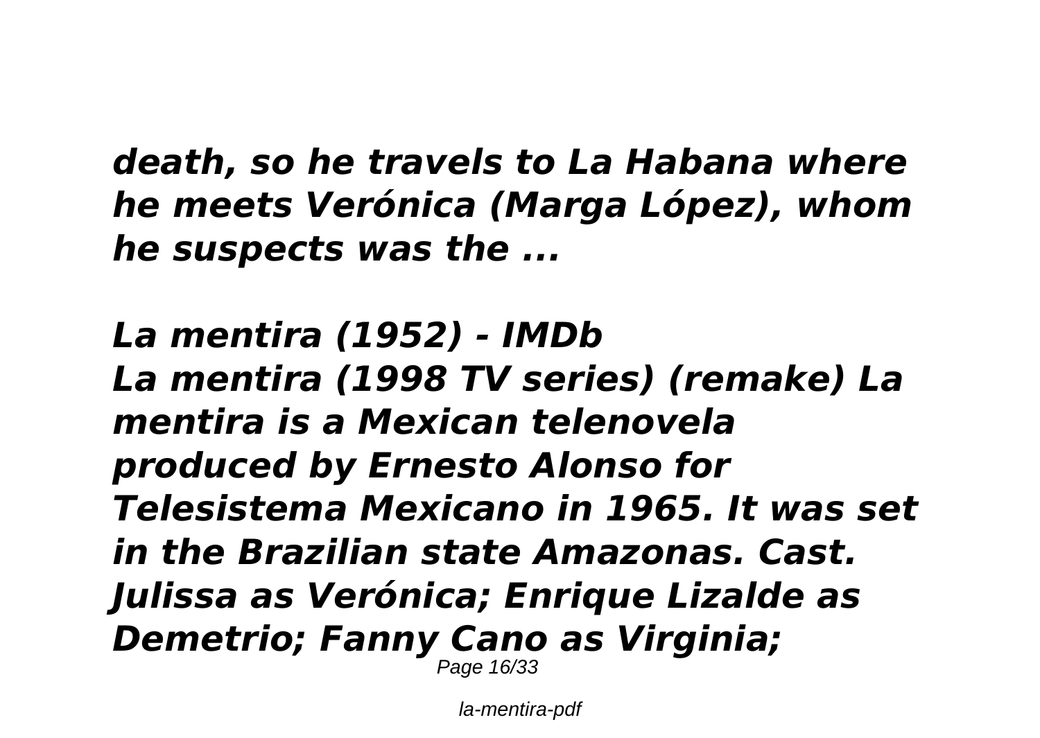*death, so he travels to La Habana where he meets Verónica (Marga López), whom he suspects was the ...*

***La mentira (1952) - IMDb***

***La mentira (1998 TV series) (remake) La mentira is a Mexican telenovela produced by Ernesto Alonso for Telesistema Mexicano in 1965. It was set in the Brazilian state Amazonas. Cast. Julissa as Verónica; Enrique Lizalde as Demetrio; Fanny Cano as Virginia;***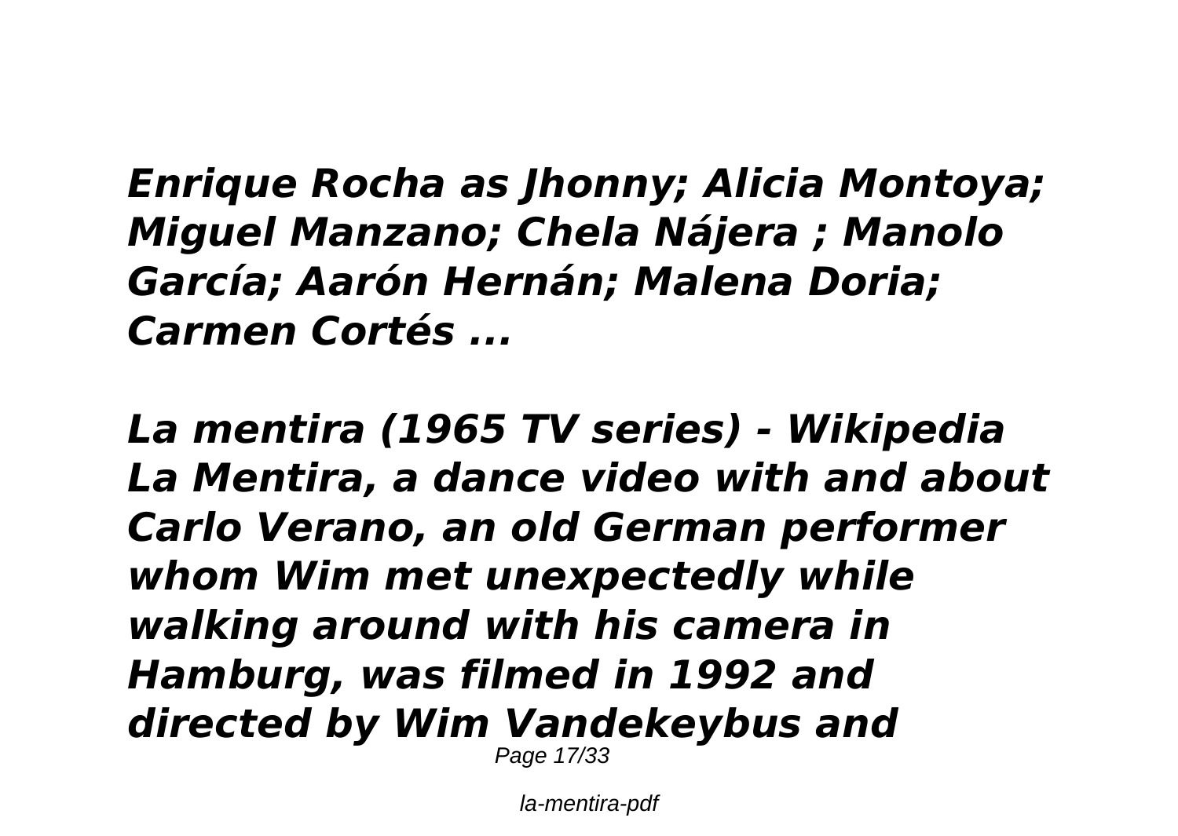*Enrique Rocha as Jhonny; Alicia Montoya; Miguel Manzano; Chela Nájera ; Manolo García; Aarón Hernán; Malena Doria; Carmen Cortés ...*

*La mentira (1965 TV series) - Wikipedia*
*La Mentira, a dance video with and about Carlo Verano, an old German performer whom Wim met unexpectedly while walking around with his camera in Hamburg, was filmed in 1992 and directed by Wim Vandekeybus and*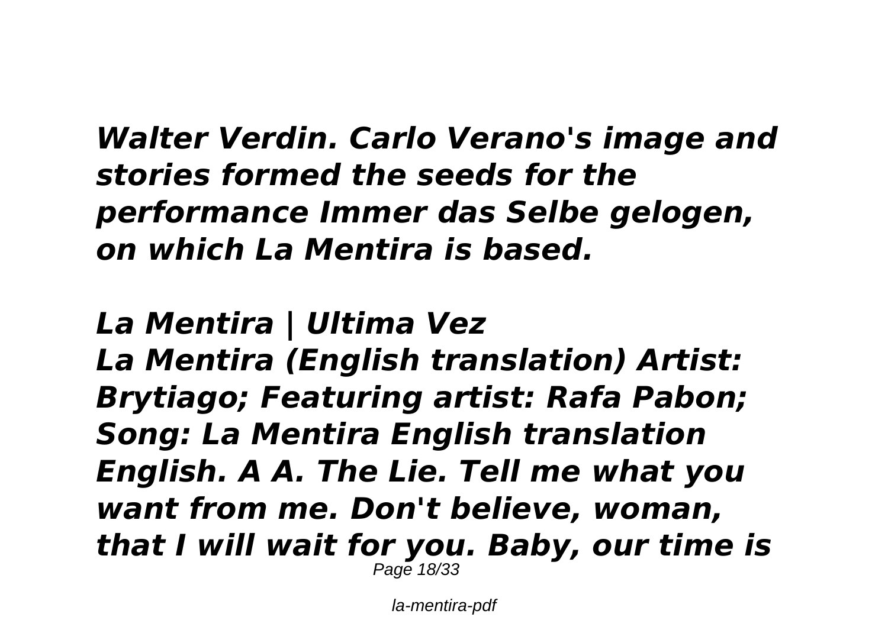***Walter Verdin. Carlo Verano's image and stories formed the seeds for the performance Immer das Selbe gelogen, on which La Mentira is based.***

***La Mentira | Ultima Vez***

***La Mentira (English translation) Artist: Brytiago; Featuring artist: Rafa Pabon; Song: La Mentira English translation English. A A. The Lie. Tell me what you want from me. Don't believe, woman, that I will wait for you. Baby, our time is***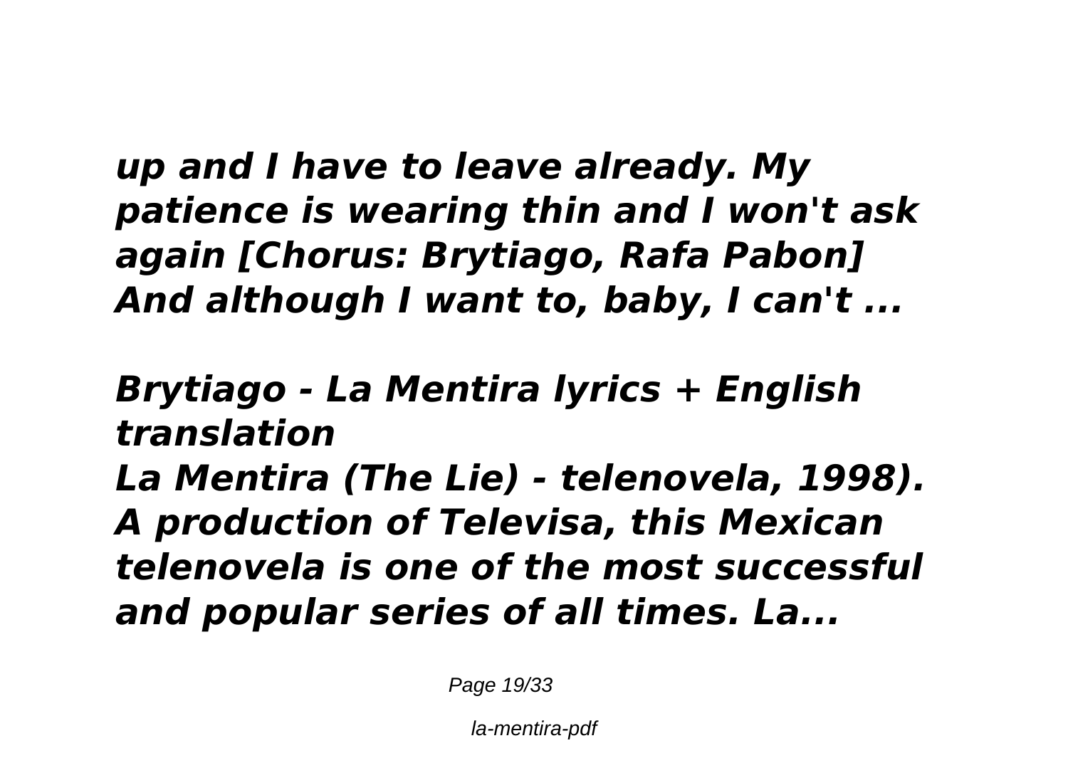*up and I have to leave already. My patience is wearing thin and I won't ask again [Chorus: Brytiago, Rafa Pabon] And although I want to, baby, I can't ...*

***Brytiago - La Mentira lyrics + English translation***

***La Mentira (The Lie) - telenovela, 1998). A production of Televisa, this Mexican telenovela is one of the most successful and popular series of all times. La...***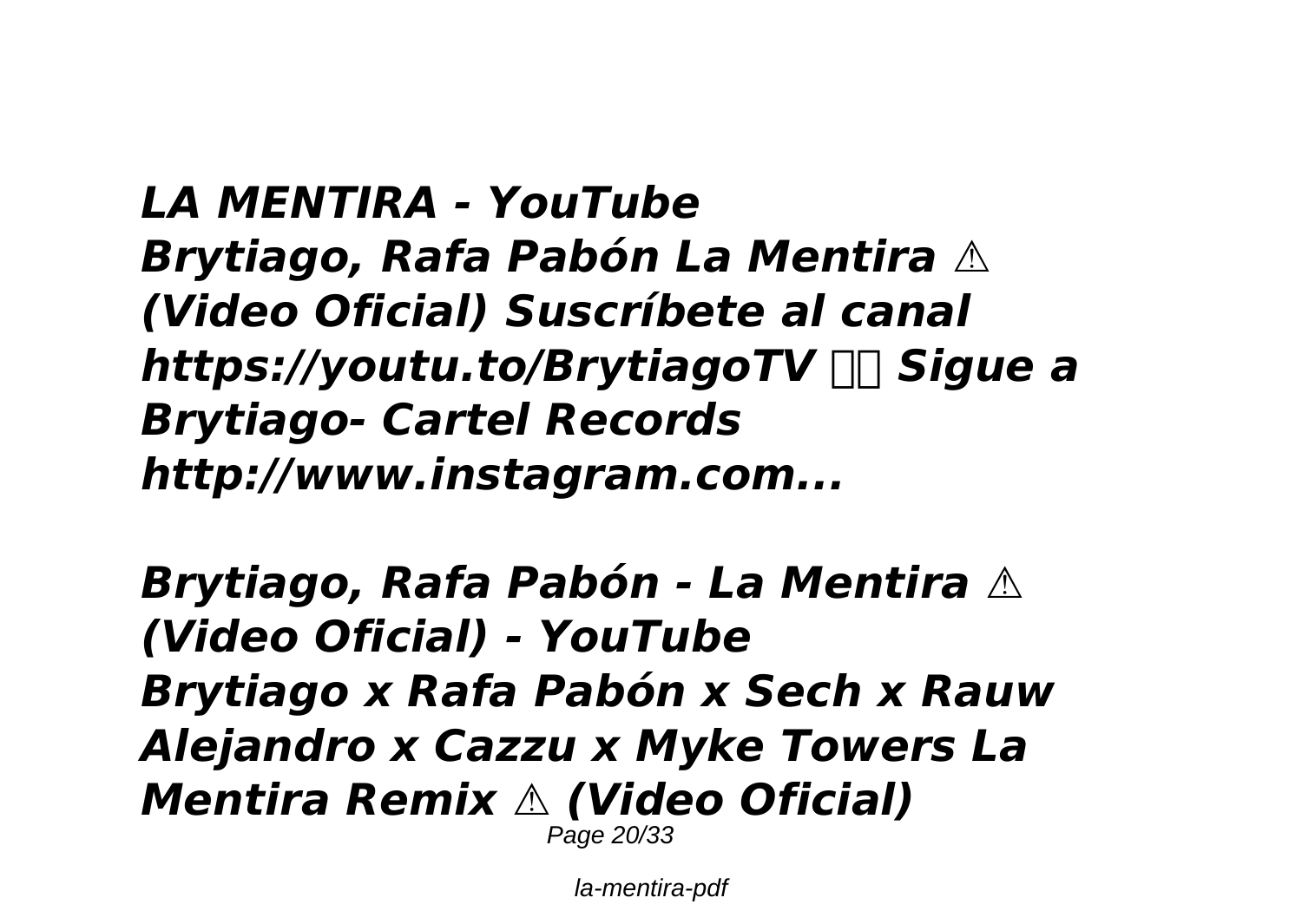***LA MENTIRA - YouTube***
***Brytiago, Rafa Pabón La Mentira ⚠ (Video Oficial) Suscríbete al canal https://youtu.to/BrytiagoTV □□ Sigue a Brytiago- Cartel Records http://www.instagram.com...***

***Brytiago, Rafa Pabón - La Mentira ⚠ (Video Oficial) - YouTube***
***Brytiago x Rafa Pabón x Sech x Rauw Alejandro x Cazzu x Myke Towers La Mentira Remix ⚠ (Video Oficial)***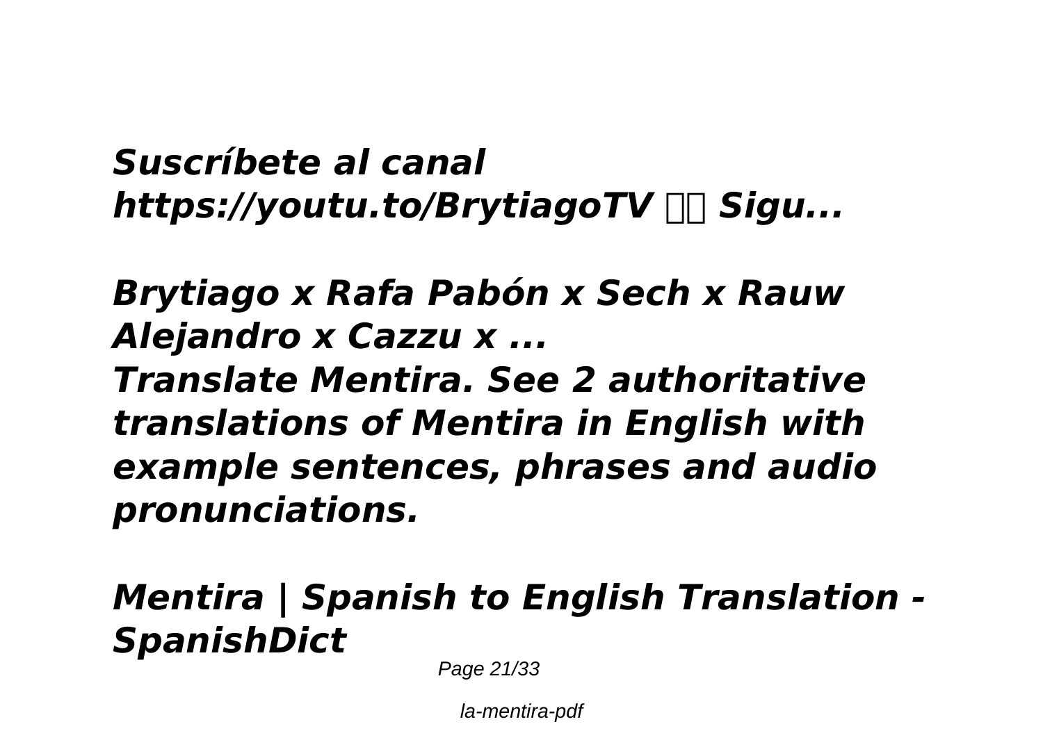***Suscríbete al canal https://youtu.to/BrytiagoTV □□ Sigu...***

***Brytiago x Rafa Pabón x Sech x Rauw Alejandro x Cazzu x ...***

***Translate Mentira. See 2 authoritative translations of Mentira in English with example sentences, phrases and audio pronunciations.***

***Mentira | Spanish to English Translation - SpanishDict***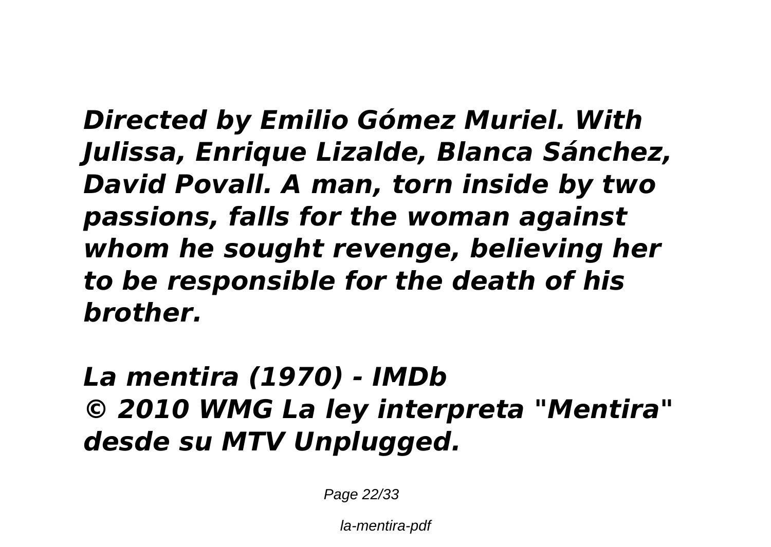*Directed by Emilio Gómez Muriel. With Julissa, Enrique Lizalde, Blanca Sánchez, David Povall. A man, torn inside by two passions, falls for the woman against whom he sought revenge, believing her to be responsible for the death of his brother.*

*La mentira (1970) - IMDb*
*© 2010 WMG La ley interpreta "Mentira" desde su MTV Unplugged.*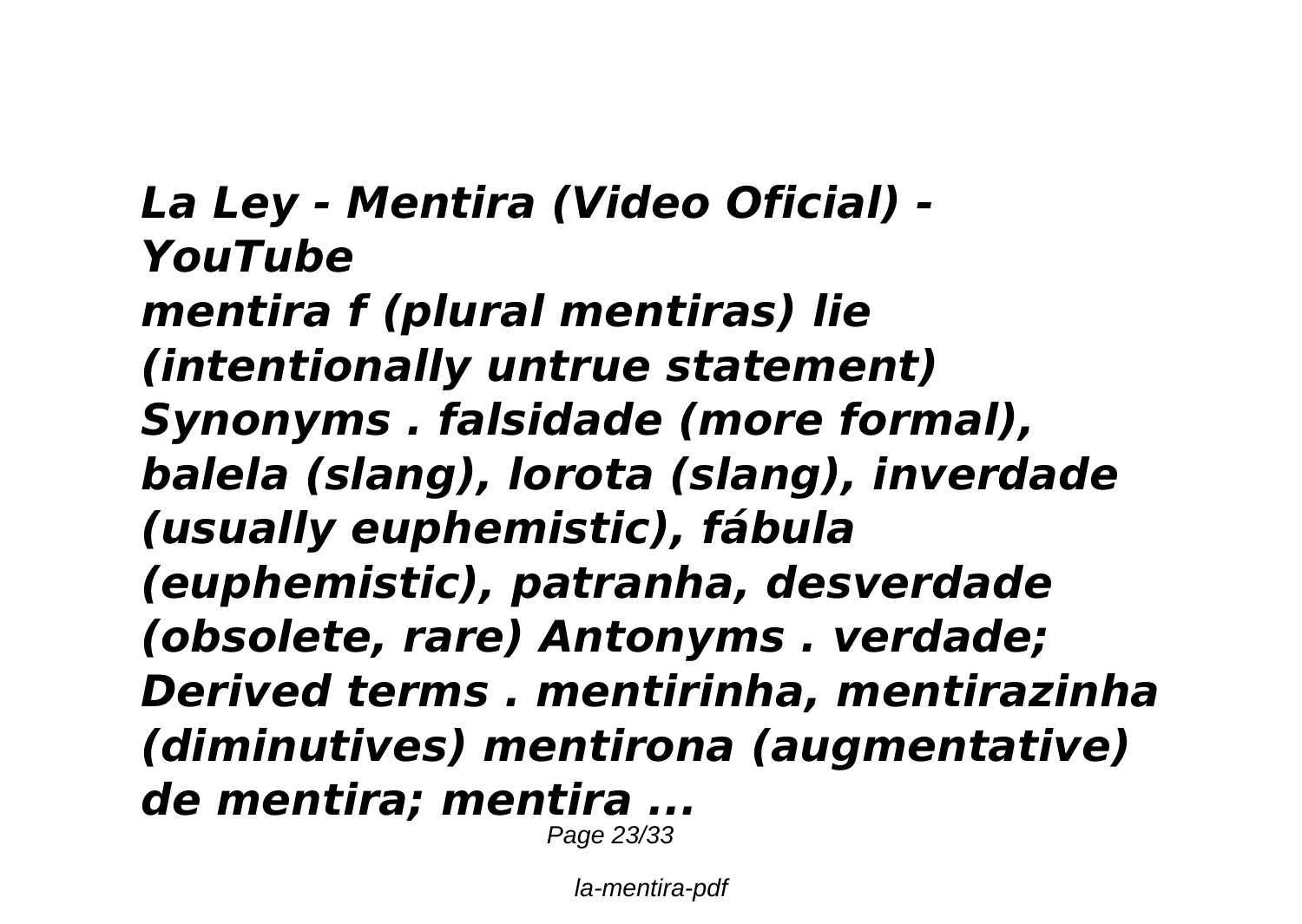*La Ley - Mentira (Video Oficial) - YouTube*

*mentira f (plural mentiras) lie (intentionally untrue statement) Synonyms . falsidade (more formal), balela (slang), lorota (slang), inverdade (usually euphemistic), fábula (euphemistic), patranha, desverdade (obsolete, rare) Antonyms . verdade; Derived terms . mentirinha, mentirazinha (diminutives) mentirona (augmentative) de mentira; mentira ...*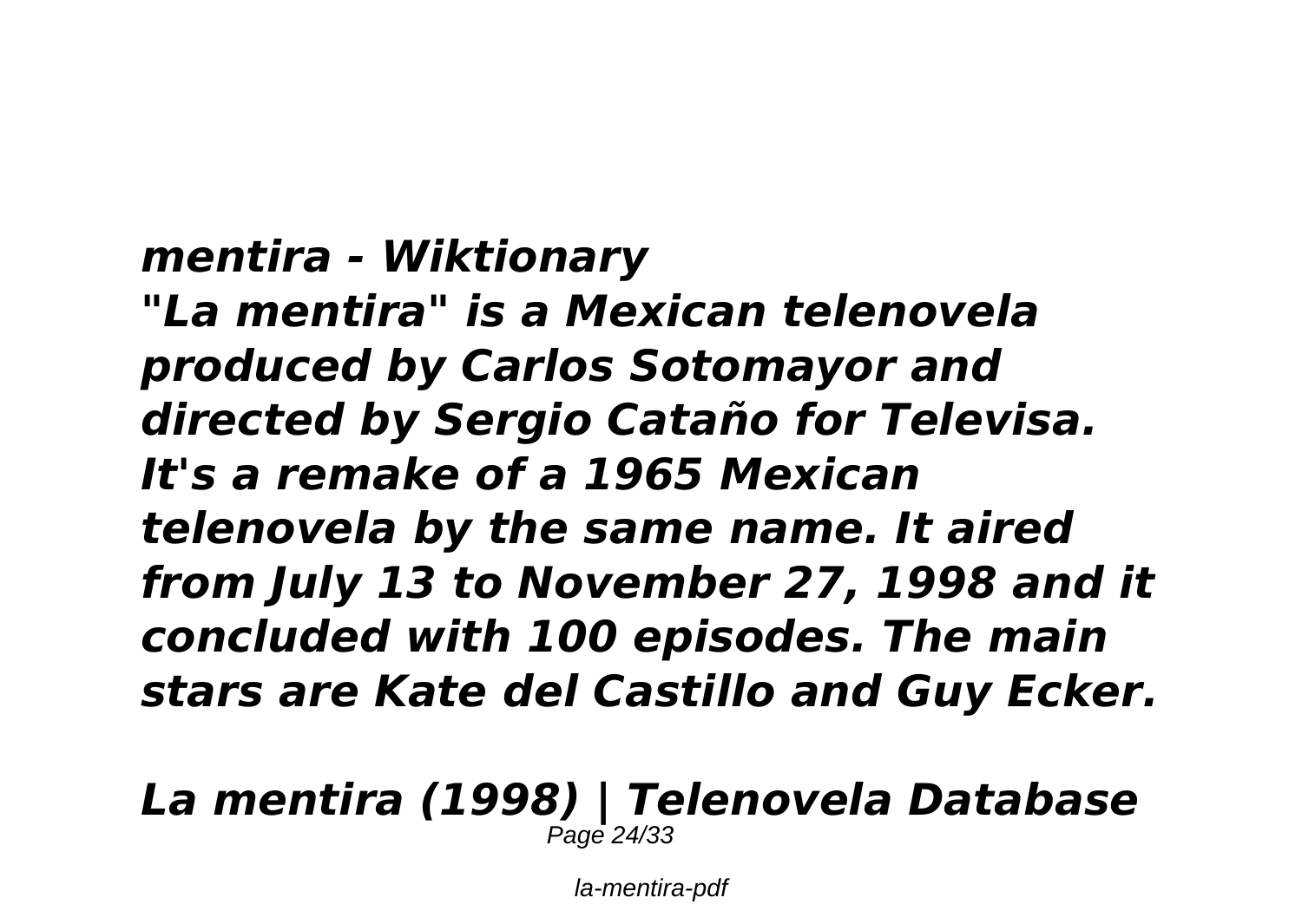***mentira - Wiktionary***

***"La mentira" is a Mexican telenovela produced by Carlos Sotomayor and directed by Sergio Cataño for Televisa. It's a remake of a 1965 Mexican telenovela by the same name. It aired from July 13 to November 27, 1998 and it concluded with 100 episodes. The main stars are Kate del Castillo and Guy Ecker.***

***La mentira (1998) | Telenovela Database***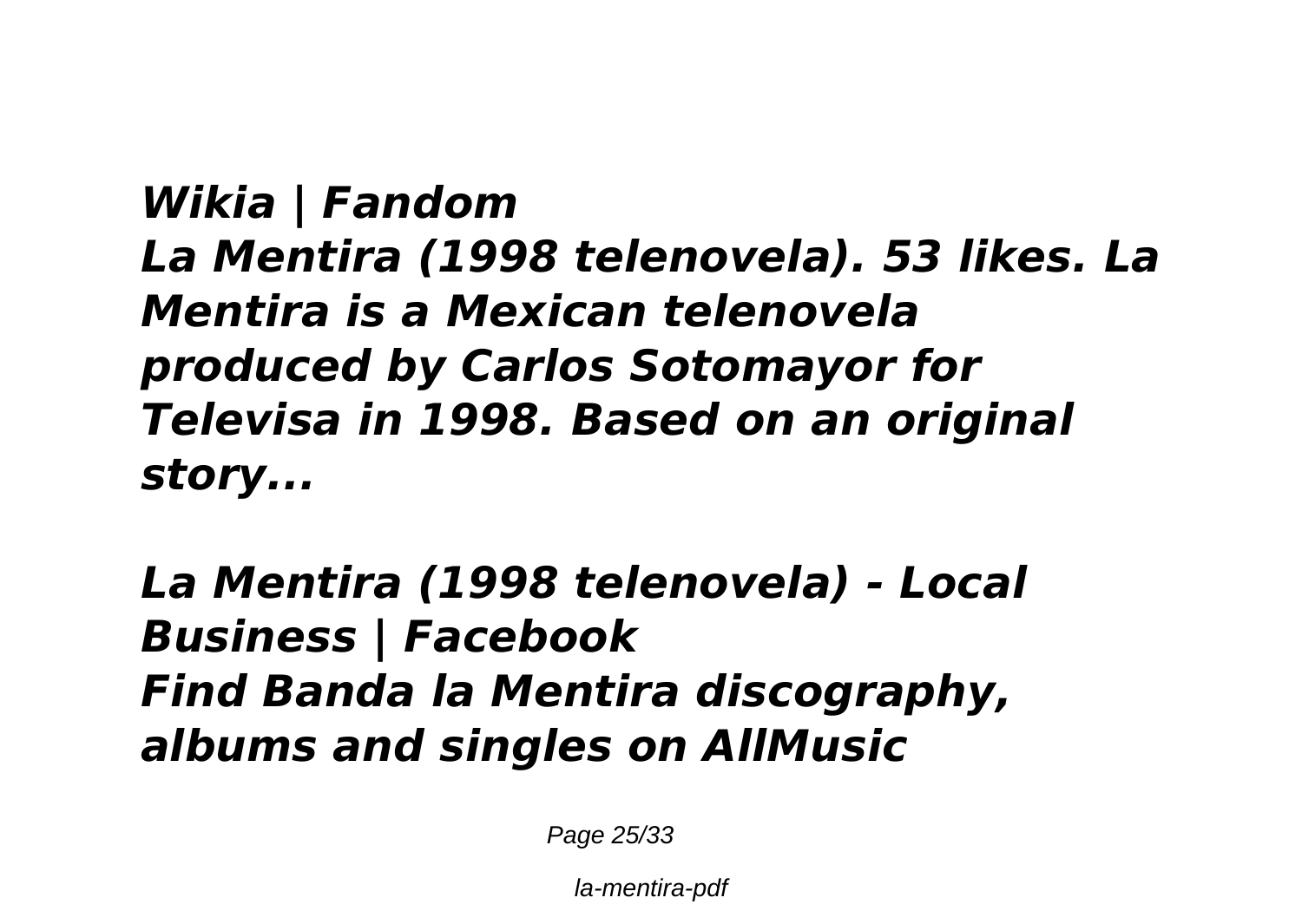***Wikia | Fandom***
***La Mentira (1998 telenovela). 53 likes. La Mentira is a Mexican telenovela produced by Carlos Sotomayor for Televisa in 1998. Based on an original story...***

***La Mentira (1998 telenovela) - Local Business | Facebook***
***Find Banda la Mentira discography, albums and singles on AllMusic***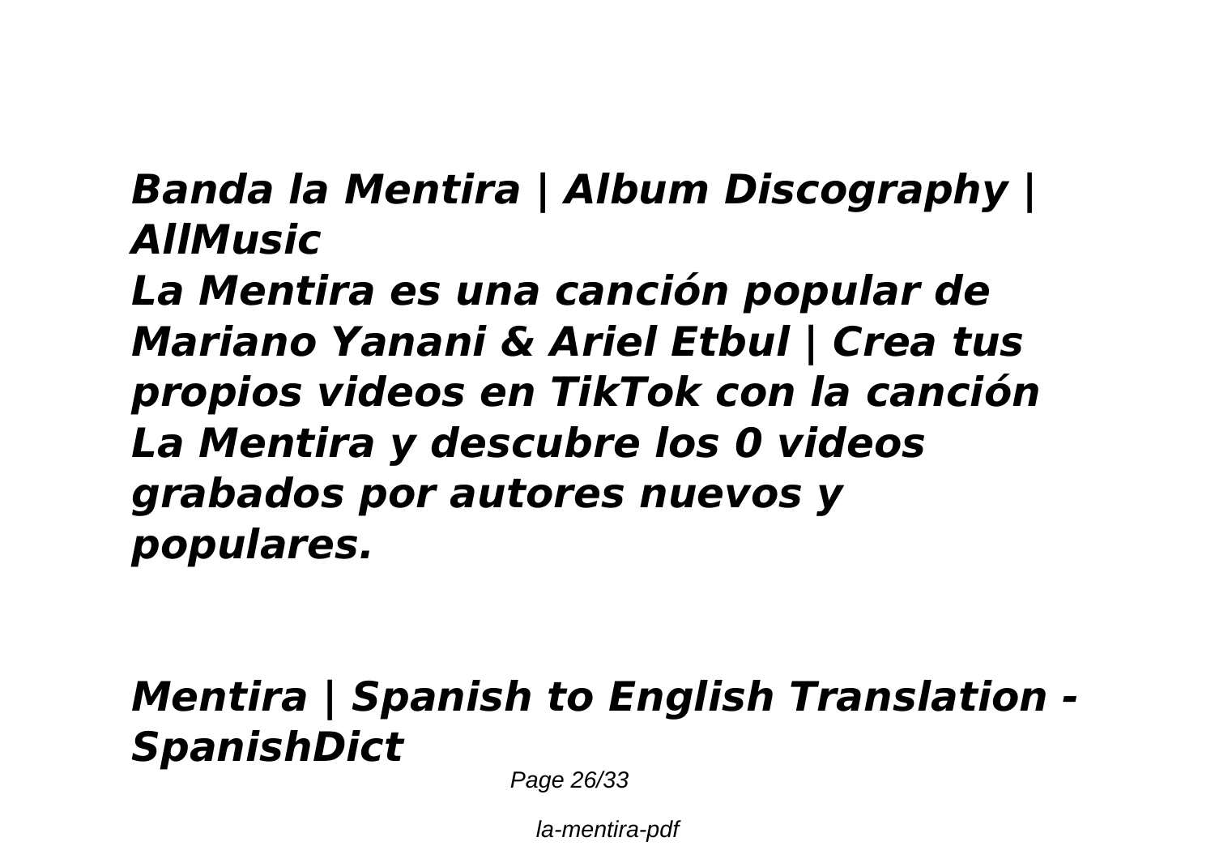***Banda la Mentira | Album Discography | AllMusic***

***La Mentira es una canción popular de Mariano Yanani & Ariel Etbul | Crea tus propios videos en TikTok con la canción La Mentira y descubre los 0 videos grabados por autores nuevos y populares.***

***Mentira | Spanish to English Translation - SpanishDict***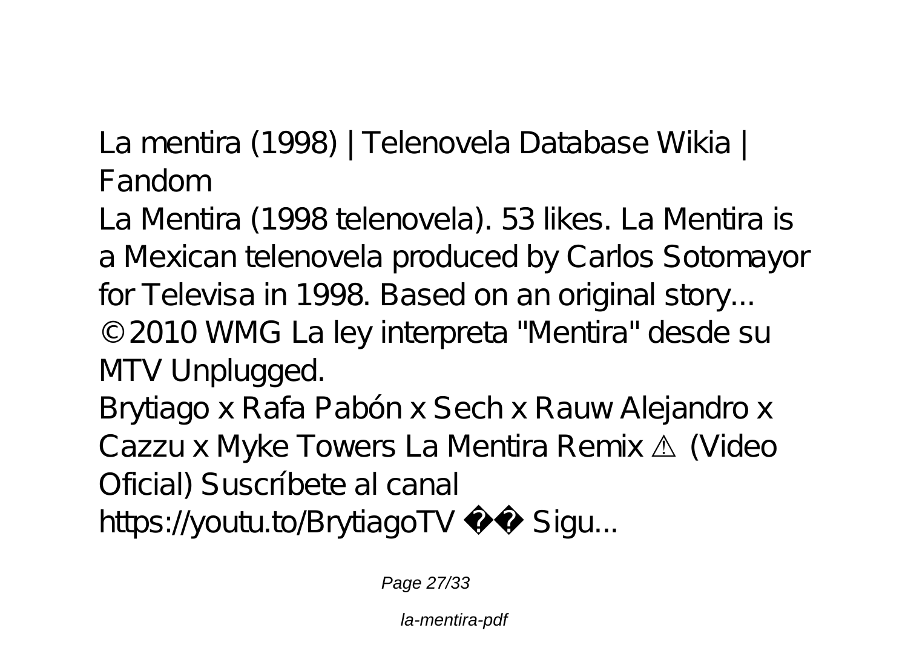La mentira (1998) | Telenovela Database Wikia | Fandom

La Mentira (1998 telenovela). 53 likes. La Mentira is a Mexican telenovela produced by Carlos Sotomayor for Televisa in 1998. Based on an original story...

©2010 WMG La ley interpreta "Mentira" desde su MTV Unplugged.

Brytiago x Rafa Pabón x Sech x Rauw Alejandro x Cazzu x Myke Towers La Mentira Remix ⚠ (Video Oficial) Suscríbete al canal https://youtu.to/BrytiagoTV �� Sigu...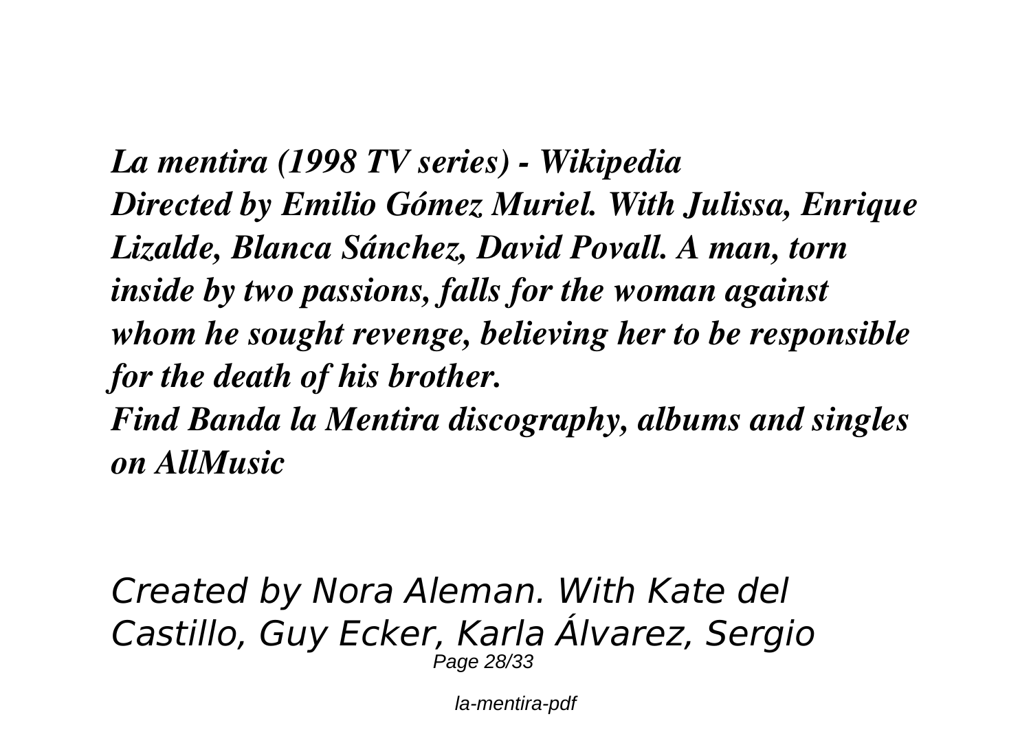*La mentira (1998 TV series) - Wikipedia*
*Directed by Emilio Gómez Muriel. With Julissa, Enrique Lizalde, Blanca Sánchez, David Povall. A man, torn inside by two passions, falls for the woman against whom he sought revenge, believing her to be responsible for the death of his brother.*
*Find Banda la Mentira discography, albums and singles on AllMusic*

*Created by Nora Aleman. With Kate del Castillo, Guy Ecker, Karla Álvarez, Sergio*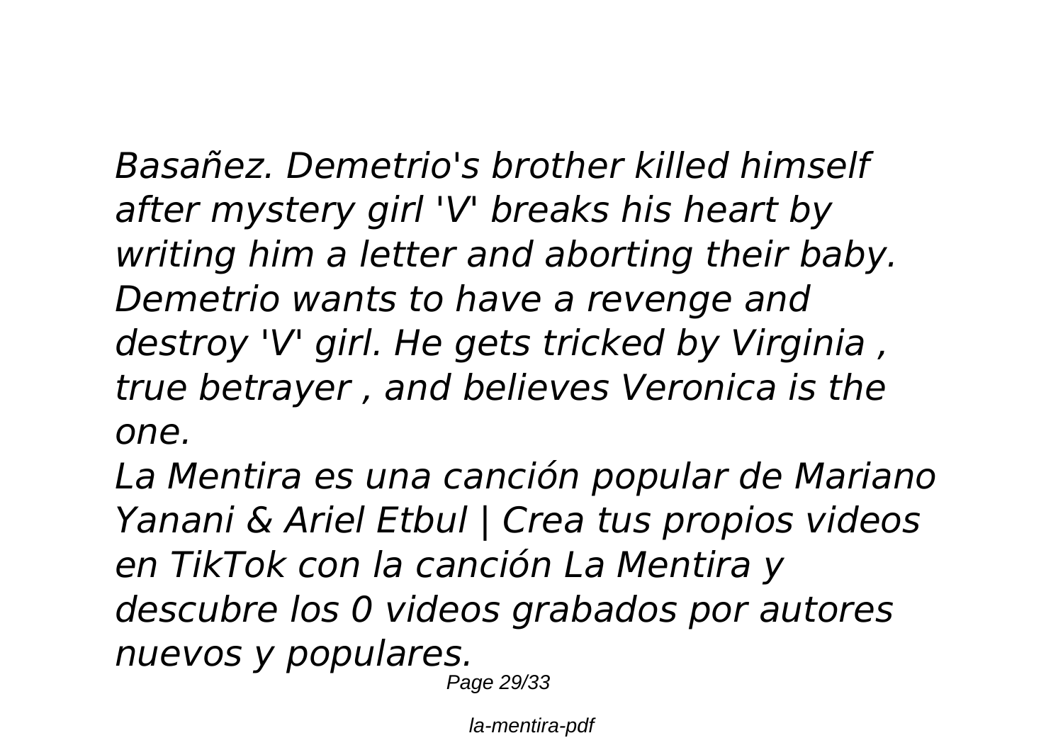*Basañez. Demetrio's brother killed himself after mystery girl 'V' breaks his heart by writing him a letter and aborting their baby. Demetrio wants to have a revenge and destroy 'V' girl. He gets tricked by Virginia , true betrayer , and believes Veronica is the one.*

*La Mentira es una canción popular de Mariano Yanani & Ariel Etbul | Crea tus propios videos en TikTok con la canción La Mentira y descubre los 0 videos grabados por autores nuevos y populares.*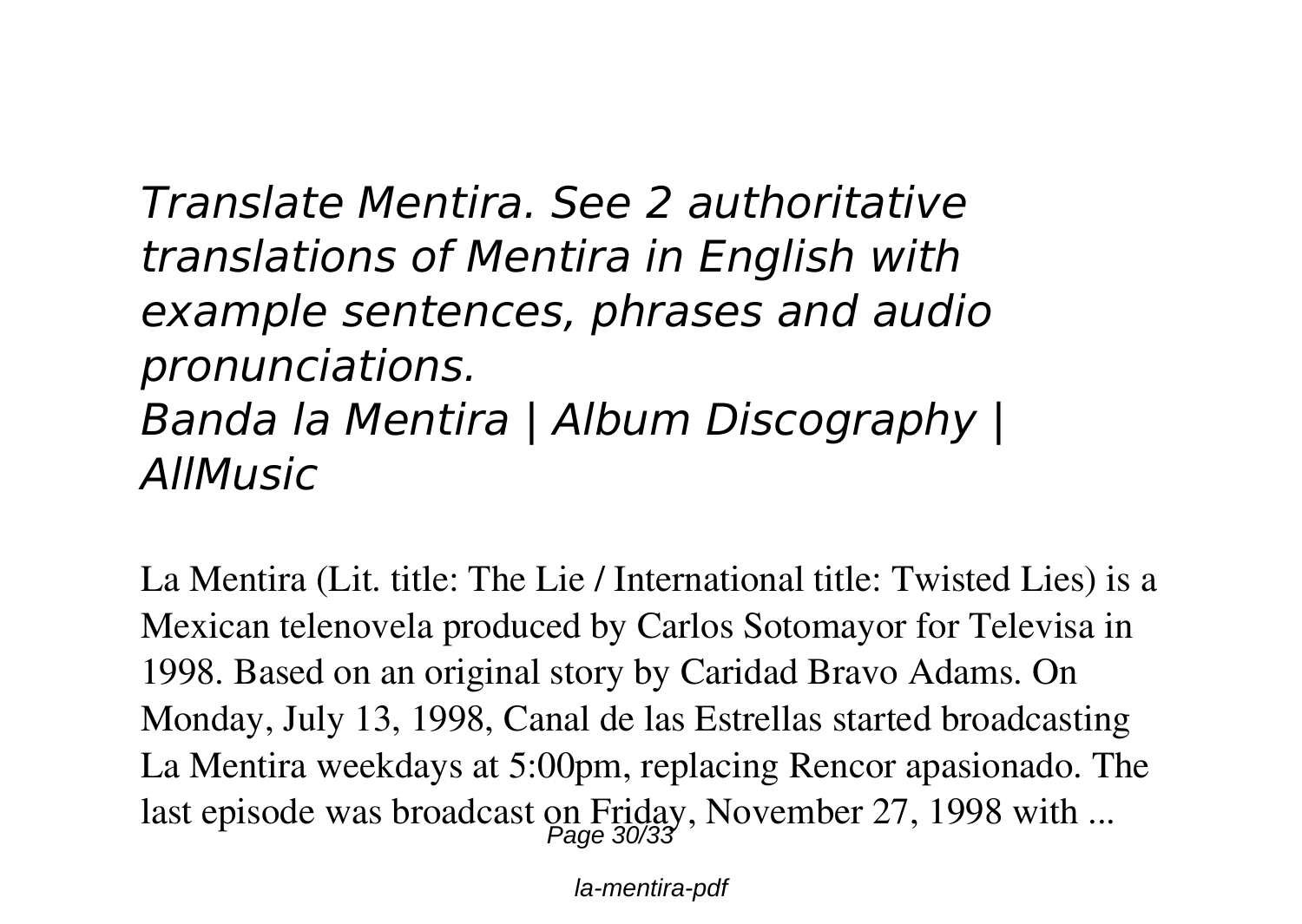## *Translate Mentira. See 2 authoritative translations of Mentira in English with example sentences, phrases and audio pronunciations.*
## *Banda la Mentira | Album Discography | AllMusic*

La Mentira (Lit. title: The Lie / International title: Twisted Lies) is a Mexican telenovela produced by Carlos Sotomayor for Televisa in 1998. Based on an original story by Caridad Bravo Adams. On Monday, July 13, 1998, Canal de las Estrellas started broadcasting La Mentira weekdays at 5:00pm, replacing Rencor apasionado. The last episode was broadcast on Friday, November 27, 1998 with ...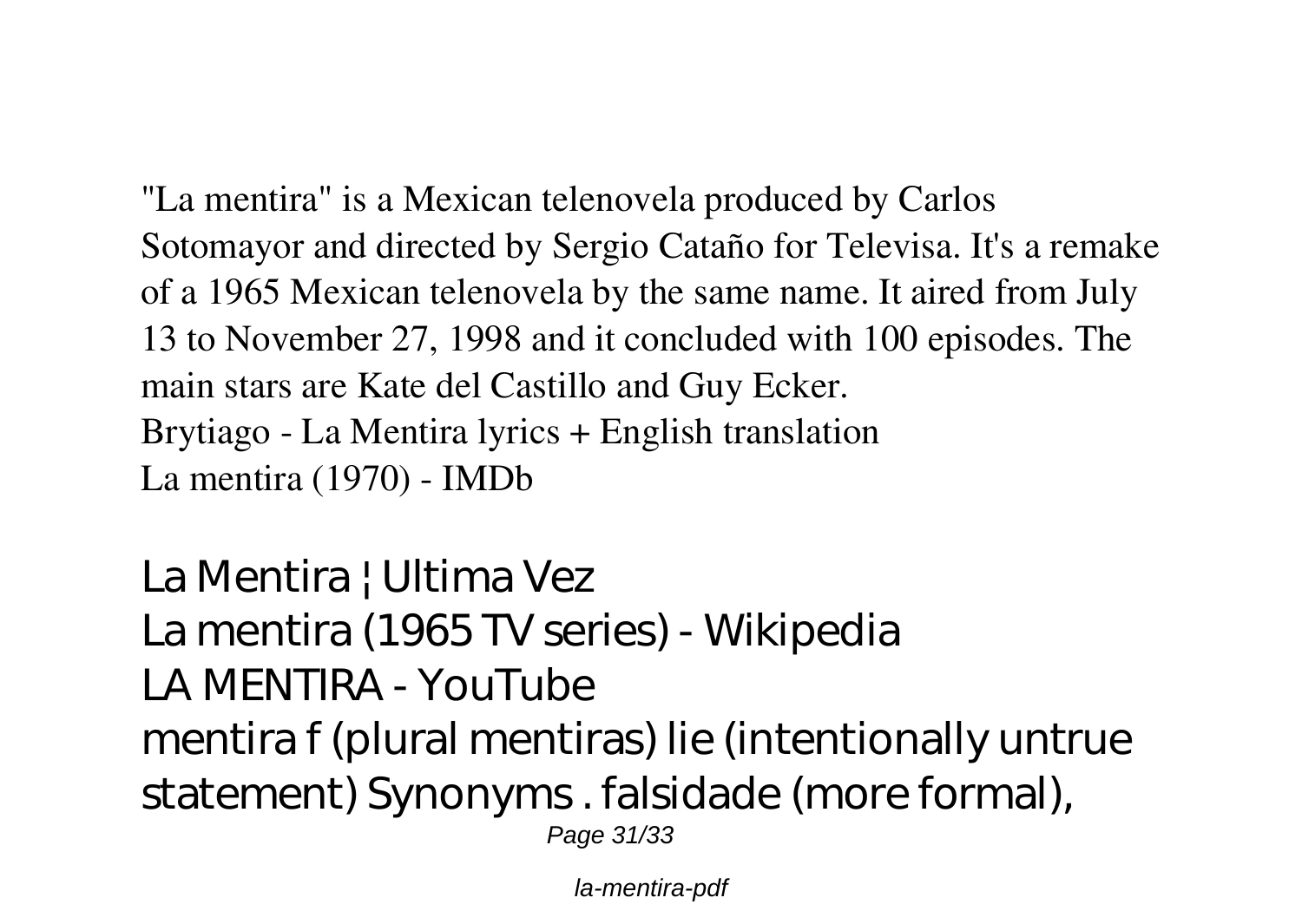"La mentira" is a Mexican telenovela produced by Carlos Sotomayor and directed by Sergio Cataño for Televisa. It's a remake of a 1965 Mexican telenovela by the same name. It aired from July 13 to November 27, 1998 and it concluded with 100 episodes. The main stars are Kate del Castillo and Guy Ecker.

Brytiago - La Mentira lyrics + English translation

La mentira (1970) - IMDb

La Mentira ¦ Ultima Vez

La mentira (1965 TV series) - Wikipedia

LA MENTIRA - YouTube

mentira f (plural mentiras) lie (intentionally untrue statement) Synonyms . falsidade (more formal),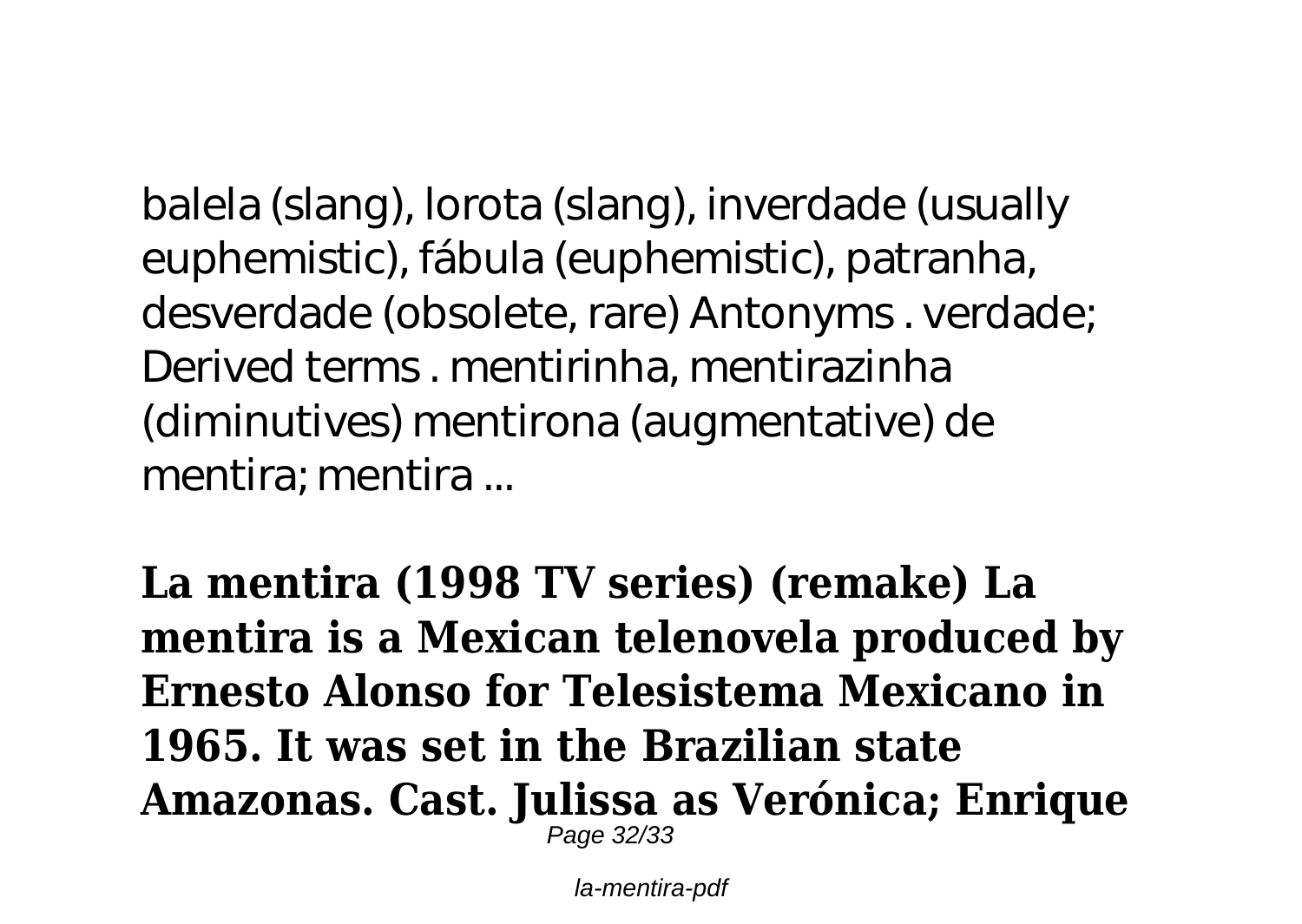balela (slang), lorota (slang), inverdade (usually euphemistic), fábula (euphemistic), patranha, desverdade (obsolete, rare) Antonyms . verdade; Derived terms . mentirinha, mentirazinha (diminutives) mentirona (augmentative) de mentira; mentira ...

**La mentira (1998 TV series) (remake) La mentira is a Mexican telenovela produced by Ernesto Alonso for Telesistema Mexicano in 1965. It was set in the Brazilian state Amazonas. Cast. Julissa as Verónica; Enrique**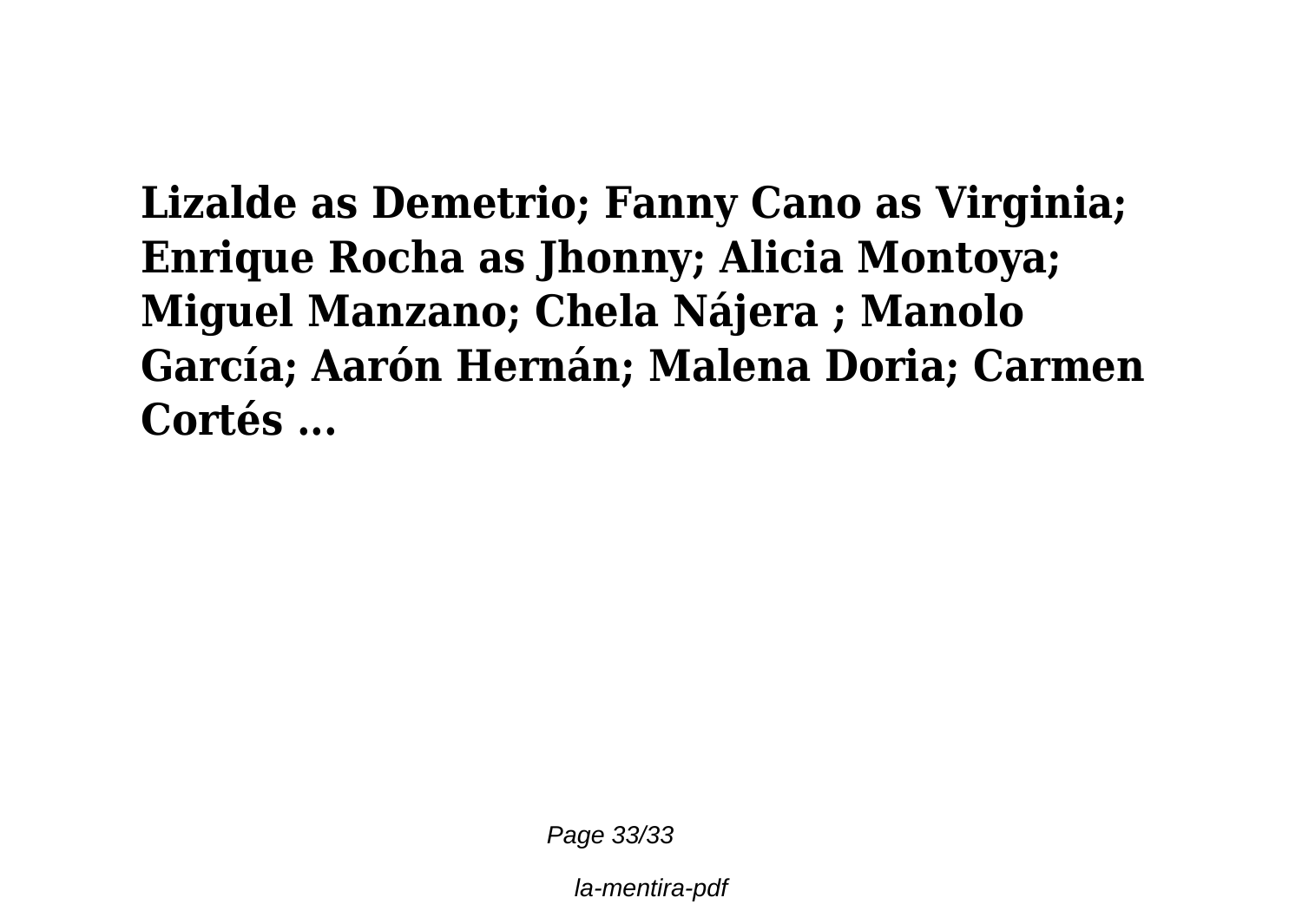**Lizalde as Demetrio; Fanny Cano as Virginia; Enrique Rocha as Jhonny; Alicia Montoya; Miguel Manzano; Chela Nájera ; Manolo García; Aarón Hernán; Malena Doria; Carmen Cortés ...**